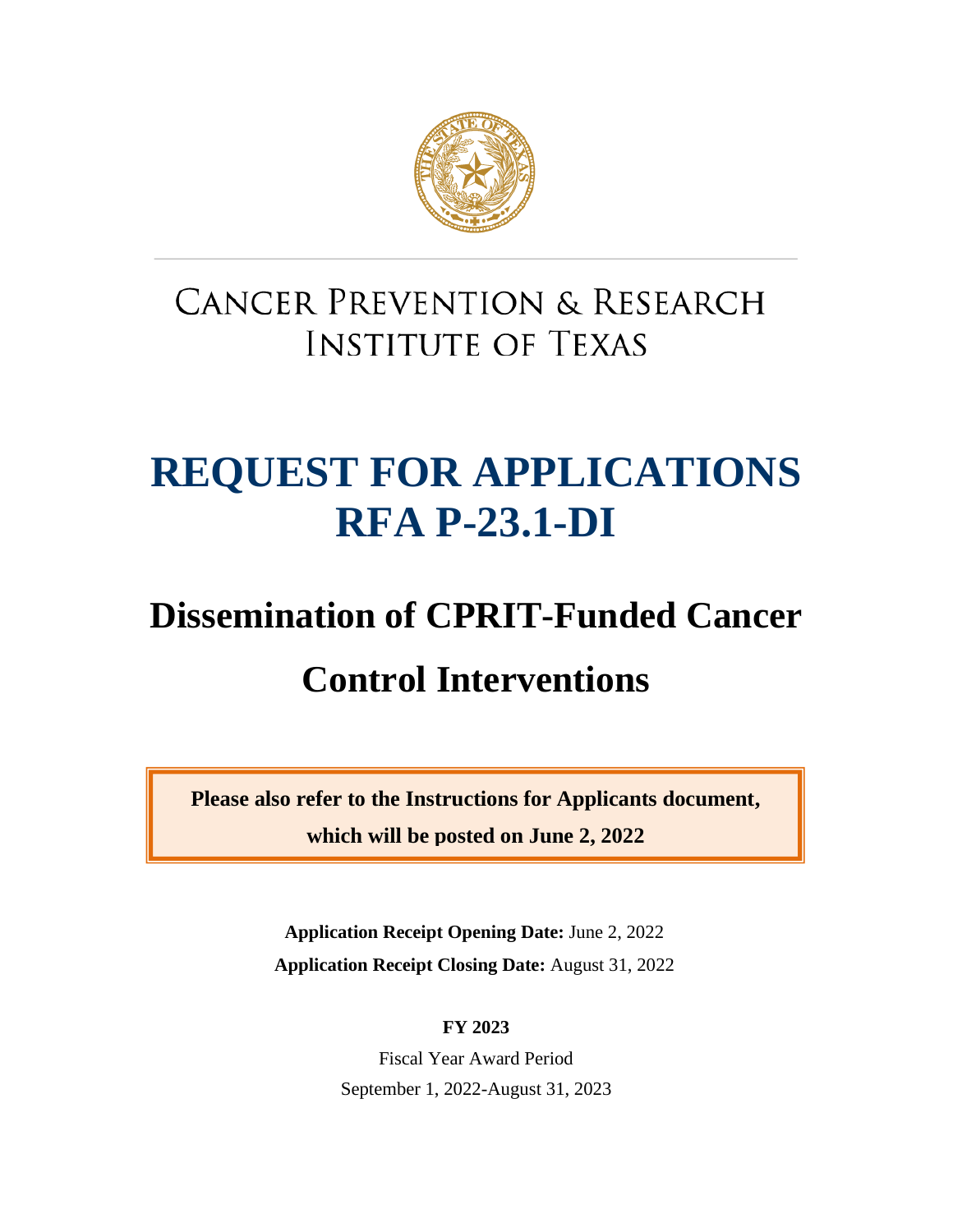# CANCER PREVENTION & RESEARCH INSTITUTE OF TEXAS

# REQUEST FOR APPLICATIONS
# RFA P-23.1-DI

## Dissemination of CPRIT-Funded Cancer Control Interventions

**Please also refer to the Instructions for Applicants document, which will be posted on June 2, 2022**

**Application Receipt Opening Date:** June 2, 2022

**Application Receipt Closing Date:** August 31, 2022

**FY 2023**

Fiscal Year Award Period

September 1, 2022-August 31, 2023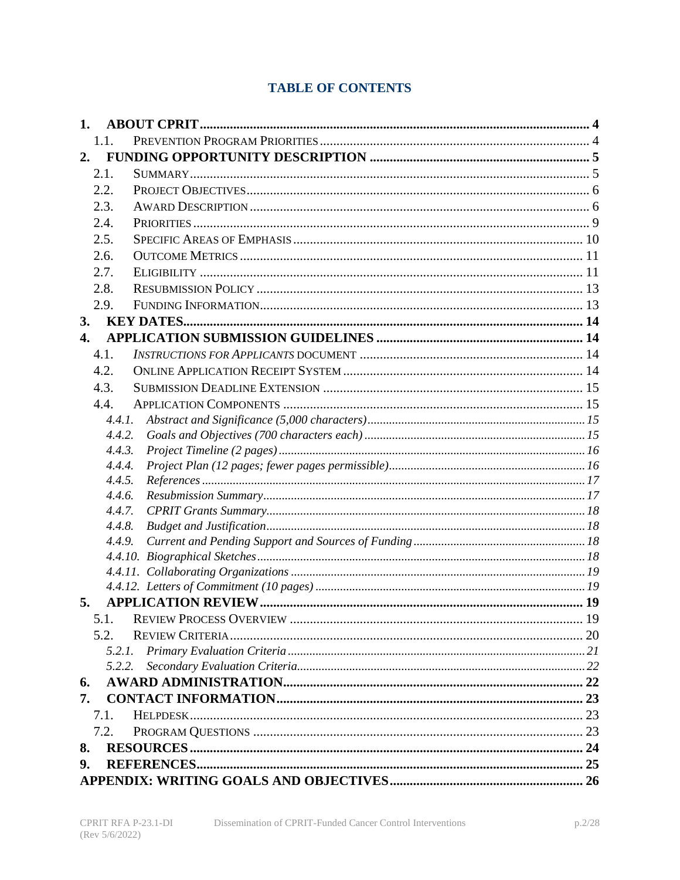# TABLE OF CONTENTS

**1. ABOUT CPRIT** .......... **4**

- 1.1. PREVENTION PROGRAM PRIORITIES .......... 4

**2. FUNDING OPPORTUNITY DESCRIPTION** .......... **5**

- 2.1. SUMMARY .......... 5
- 2.2. PROJECT OBJECTIVES .......... 6
- 2.3. AWARD DESCRIPTION .......... 6
- 2.4. PRIORITIES .......... 9
- 2.5. SPECIFIC AREAS OF EMPHASIS .......... 10
- 2.6. OUTCOME METRICS .......... 11
- 2.7. ELIGIBILITY .......... 11
- 2.8. RESUBMISSION POLICY .......... 13
- 2.9. FUNDING INFORMATION .......... 13

**3. KEY DATES** .......... **14**

**4. APPLICATION SUBMISSION GUIDELINES** .......... **14**

- 4.1. *INSTRUCTIONS FOR APPLICANTS* DOCUMENT .......... 14
- 4.2. ONLINE APPLICATION RECEIPT SYSTEM .......... 14
- 4.3. SUBMISSION DEADLINE EXTENSION .......... 15
- 4.4. APPLICATION COMPONENTS .......... 15
  - *4.4.1. Abstract and Significance (5,000 characters)* .......... *15*
  - *4.4.2. Goals and Objectives (700 characters each)* .......... *15*
  - *4.4.3. Project Timeline (2 pages)* .......... *16*
  - *4.4.4. Project Plan (12 pages; fewer pages permissible)* .......... *16*
  - *4.4.5. References* .......... *17*
  - *4.4.6. Resubmission Summary* .......... *17*
  - *4.4.7. CPRIT Grants Summary* .......... *18*
  - *4.4.8. Budget and Justification* .......... *18*
  - *4.4.9. Current and Pending Support and Sources of Funding* .......... *18*
  - *4.4.10. Biographical Sketches* .......... *18*
  - *4.4.11. Collaborating Organizations* .......... *19*
  - *4.4.12. Letters of Commitment (10 pages)* .......... *19*

**5. APPLICATION REVIEW** .......... **19**

- 5.1. REVIEW PROCESS OVERVIEW .......... 19
- 5.2. REVIEW CRITERIA .......... 20
  - *5.2.1. Primary Evaluation Criteria* .......... *21*
  - *5.2.2. Secondary Evaluation Criteria* .......... *22*

**6. AWARD ADMINISTRATION** .......... **22**

**7. CONTACT INFORMATION** .......... **23**

- 7.1. HELPDESK .......... 23
- 7.2. PROGRAM QUESTIONS .......... 23

**8. RESOURCES** .......... **24**

**9. REFERENCES** .......... **25**

**APPENDIX: WRITING GOALS AND OBJECTIVES** .......... **26**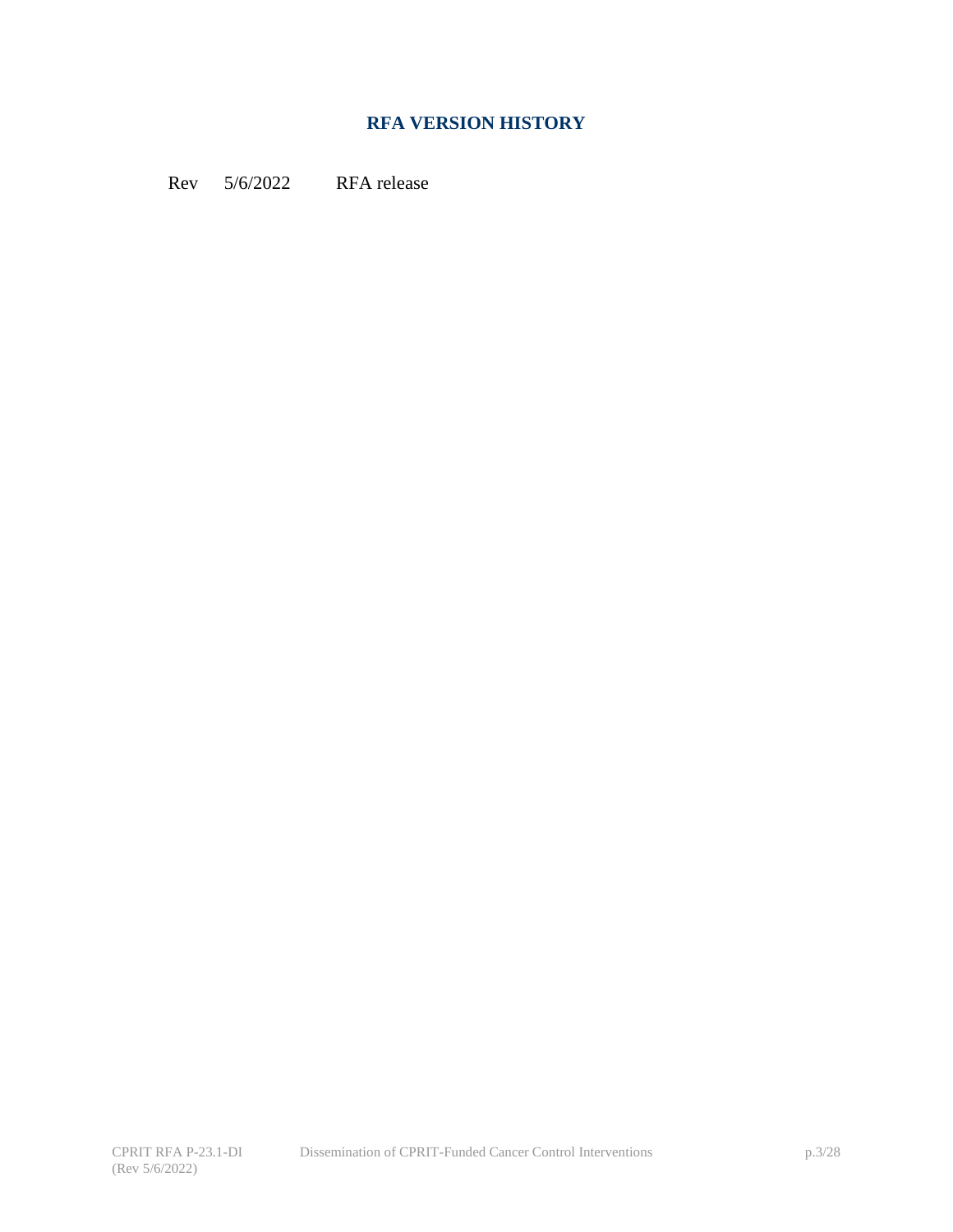## RFA VERSION HISTORY

| Rev | 5/6/2022 | RFA release |
|---|---|---|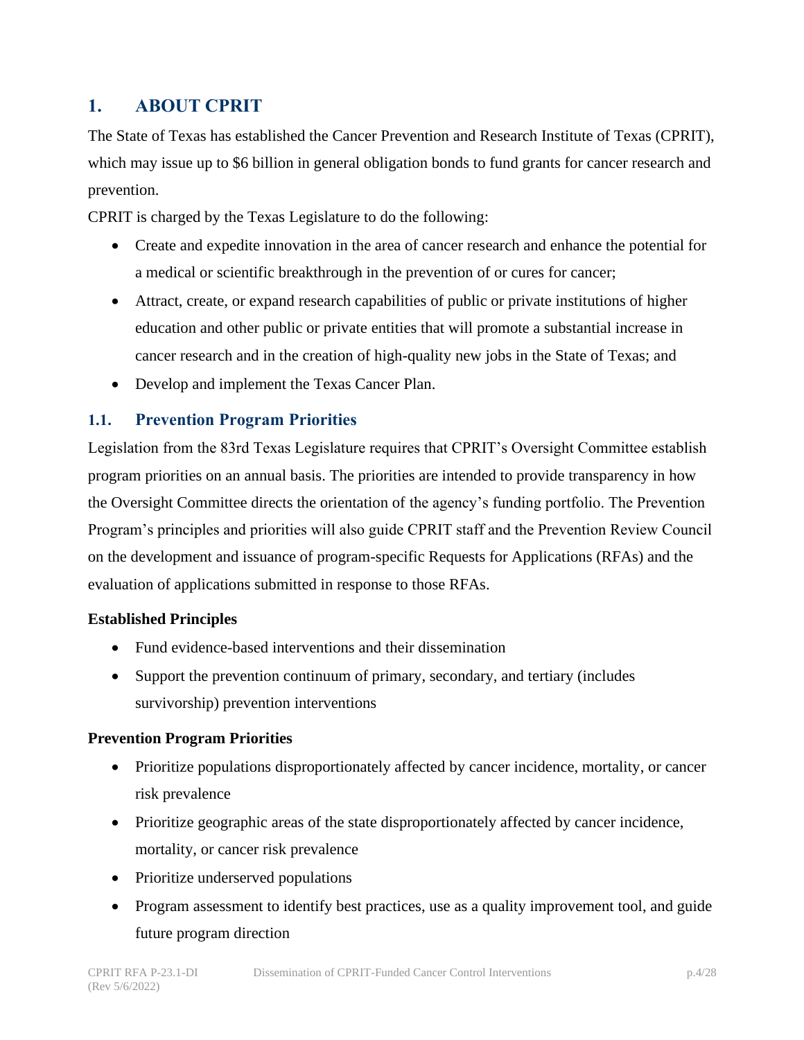# 1. ABOUT CPRIT

The State of Texas has established the Cancer Prevention and Research Institute of Texas (CPRIT), which may issue up to $6 billion in general obligation bonds to fund grants for cancer research and prevention.

CPRIT is charged by the Texas Legislature to do the following:

- Create and expedite innovation in the area of cancer research and enhance the potential for a medical or scientific breakthrough in the prevention of or cures for cancer;
- Attract, create, or expand research capabilities of public or private institutions of higher education and other public or private entities that will promote a substantial increase in cancer research and in the creation of high-quality new jobs in the State of Texas; and
- Develop and implement the Texas Cancer Plan.

## 1.1. Prevention Program Priorities

Legislation from the 83rd Texas Legislature requires that CPRIT's Oversight Committee establish program priorities on an annual basis. The priorities are intended to provide transparency in how the Oversight Committee directs the orientation of the agency's funding portfolio. The Prevention Program's principles and priorities will also guide CPRIT staff and the Prevention Review Council on the development and issuance of program-specific Requests for Applications (RFAs) and the evaluation of applications submitted in response to those RFAs.

**Established Principles**

- Fund evidence-based interventions and their dissemination
- Support the prevention continuum of primary, secondary, and tertiary (includes survivorship) prevention interventions

**Prevention Program Priorities**

- Prioritize populations disproportionately affected by cancer incidence, mortality, or cancer risk prevalence
- Prioritize geographic areas of the state disproportionately affected by cancer incidence, mortality, or cancer risk prevalence
- Prioritize underserved populations
- Program assessment to identify best practices, use as a quality improvement tool, and guide future program direction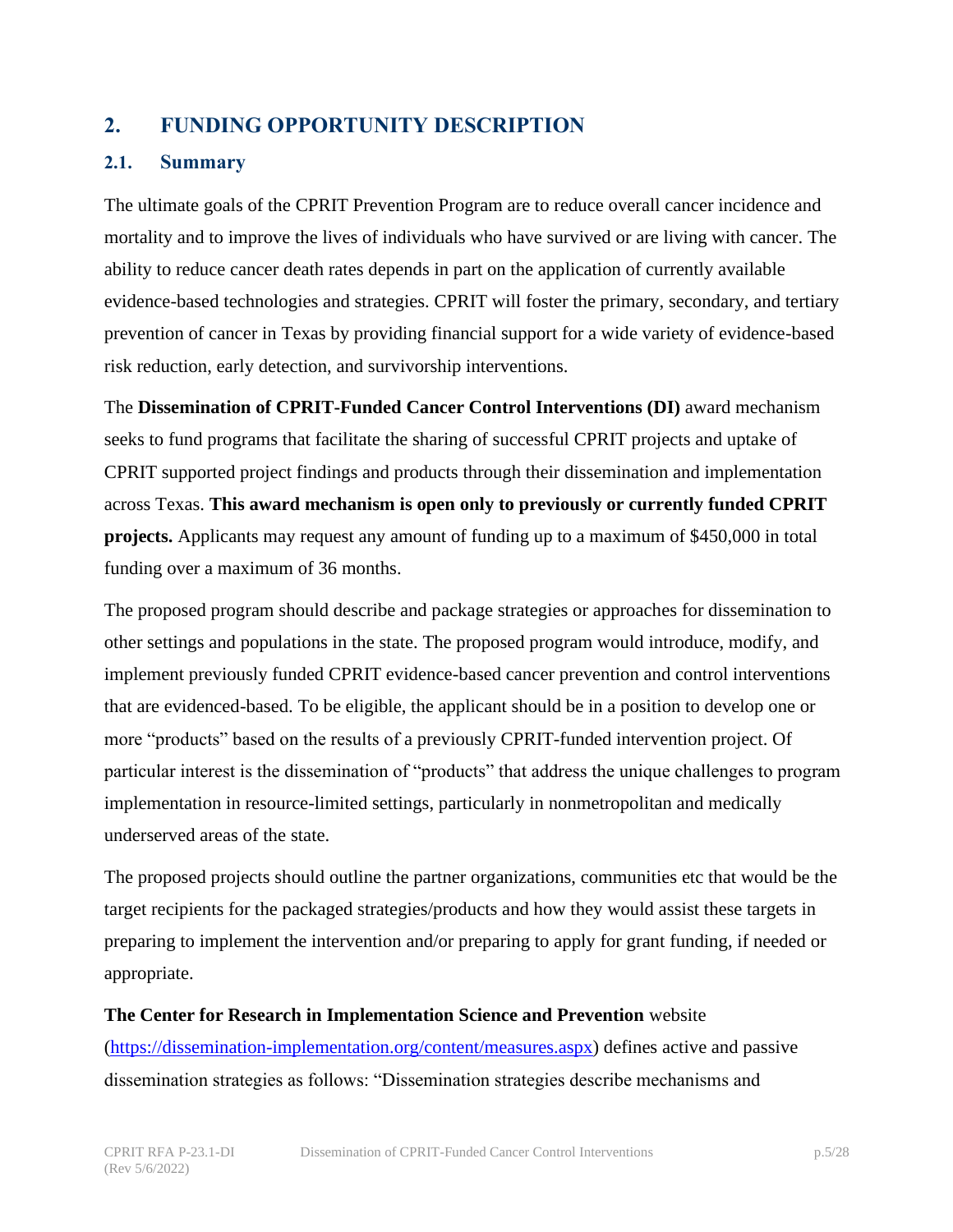## 2. FUNDING OPPORTUNITY DESCRIPTION

### 2.1. Summary

The ultimate goals of the CPRIT Prevention Program are to reduce overall cancer incidence and mortality and to improve the lives of individuals who have survived or are living with cancer. The ability to reduce cancer death rates depends in part on the application of currently available evidence-based technologies and strategies. CPRIT will foster the primary, secondary, and tertiary prevention of cancer in Texas by providing financial support for a wide variety of evidence-based risk reduction, early detection, and survivorship interventions.

The **Dissemination of CPRIT-Funded Cancer Control Interventions (DI)** award mechanism seeks to fund programs that facilitate the sharing of successful CPRIT projects and uptake of CPRIT supported project findings and products through their dissemination and implementation across Texas. **This award mechanism is open only to previously or currently funded CPRIT projects.** Applicants may request any amount of funding up to a maximum of $450,000 in total funding over a maximum of 36 months.

The proposed program should describe and package strategies or approaches for dissemination to other settings and populations in the state. The proposed program would introduce, modify, and implement previously funded CPRIT evidence-based cancer prevention and control interventions that are evidenced-based. To be eligible, the applicant should be in a position to develop one or more "products" based on the results of a previously CPRIT-funded intervention project. Of particular interest is the dissemination of "products" that address the unique challenges to program implementation in resource-limited settings, particularly in nonmetropolitan and medically underserved areas of the state.

The proposed projects should outline the partner organizations, communities etc that would be the target recipients for the packaged strategies/products and how they would assist these targets in preparing to implement the intervention and/or preparing to apply for grant funding, if needed or appropriate.

**The Center for Research in Implementation Science and Prevention** website ([https://dissemination-implementation.org/content/measures.aspx](https://dissemination-implementation.org/content/measures.aspx)) defines active and passive dissemination strategies as follows: "Dissemination strategies describe mechanisms and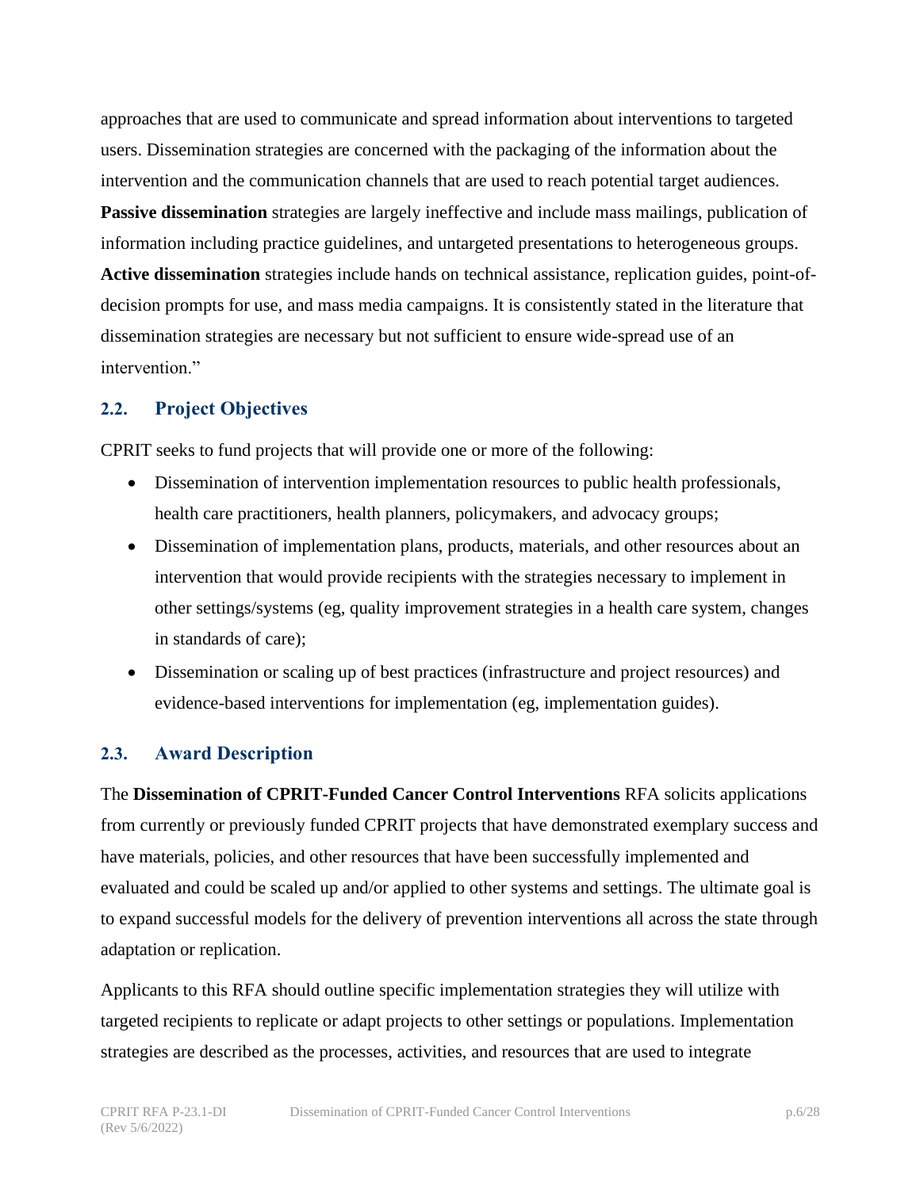approaches that are used to communicate and spread information about interventions to targeted users. Dissemination strategies are concerned with the packaging of the information about the intervention and the communication channels that are used to reach potential target audiences. **Passive dissemination** strategies are largely ineffective and include mass mailings, publication of information including practice guidelines, and untargeted presentations to heterogeneous groups. **Active dissemination** strategies include hands on technical assistance, replication guides, point-of-decision prompts for use, and mass media campaigns. It is consistently stated in the literature that dissemination strategies are necessary but not sufficient to ensure wide-spread use of an intervention."

## 2.2. Project Objectives

CPRIT seeks to fund projects that will provide one or more of the following:

- Dissemination of intervention implementation resources to public health professionals, health care practitioners, health planners, policymakers, and advocacy groups;
- Dissemination of implementation plans, products, materials, and other resources about an intervention that would provide recipients with the strategies necessary to implement in other settings/systems (eg, quality improvement strategies in a health care system, changes in standards of care);
- Dissemination or scaling up of best practices (infrastructure and project resources) and evidence-based interventions for implementation (eg, implementation guides).

## 2.3. Award Description

The **Dissemination of CPRIT-Funded Cancer Control Interventions** RFA solicits applications from currently or previously funded CPRIT projects that have demonstrated exemplary success and have materials, policies, and other resources that have been successfully implemented and evaluated and could be scaled up and/or applied to other systems and settings. The ultimate goal is to expand successful models for the delivery of prevention interventions all across the state through adaptation or replication.

Applicants to this RFA should outline specific implementation strategies they will utilize with targeted recipients to replicate or adapt projects to other settings or populations. Implementation strategies are described as the processes, activities, and resources that are used to integrate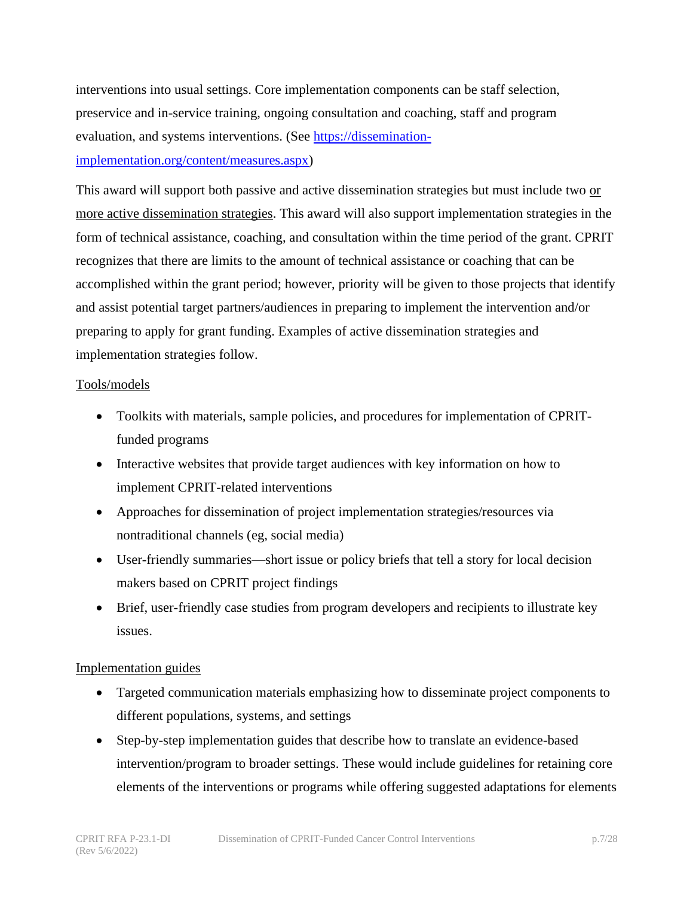interventions into usual settings. Core implementation components can be staff selection, preservice and in-service training, ongoing consultation and coaching, staff and program evaluation, and systems interventions. (See [https://dissemination-implementation.org/content/measures.aspx](https://dissemination-implementation.org/content/measures.aspx))

This award will support both passive and active dissemination strategies but must include two <u>or more active dissemination strategies</u>. This award will also support implementation strategies in the form of technical assistance, coaching, and consultation within the time period of the grant. CPRIT recognizes that there are limits to the amount of technical assistance or coaching that can be accomplished within the grant period; however, priority will be given to those projects that identify and assist potential target partners/audiences in preparing to implement the intervention and/or preparing to apply for grant funding. Examples of active dissemination strategies and implementation strategies follow.

<u>Tools/models</u>

- Toolkits with materials, sample policies, and procedures for implementation of CPRIT-funded programs
- Interactive websites that provide target audiences with key information on how to implement CPRIT-related interventions
- Approaches for dissemination of project implementation strategies/resources via nontraditional channels (eg, social media)
- User-friendly summaries—short issue or policy briefs that tell a story for local decision makers based on CPRIT project findings
- Brief, user-friendly case studies from program developers and recipients to illustrate key issues.

<u>Implementation guides</u>

- Targeted communication materials emphasizing how to disseminate project components to different populations, systems, and settings
- Step-by-step implementation guides that describe how to translate an evidence-based intervention/program to broader settings. These would include guidelines for retaining core elements of the interventions or programs while offering suggested adaptations for elements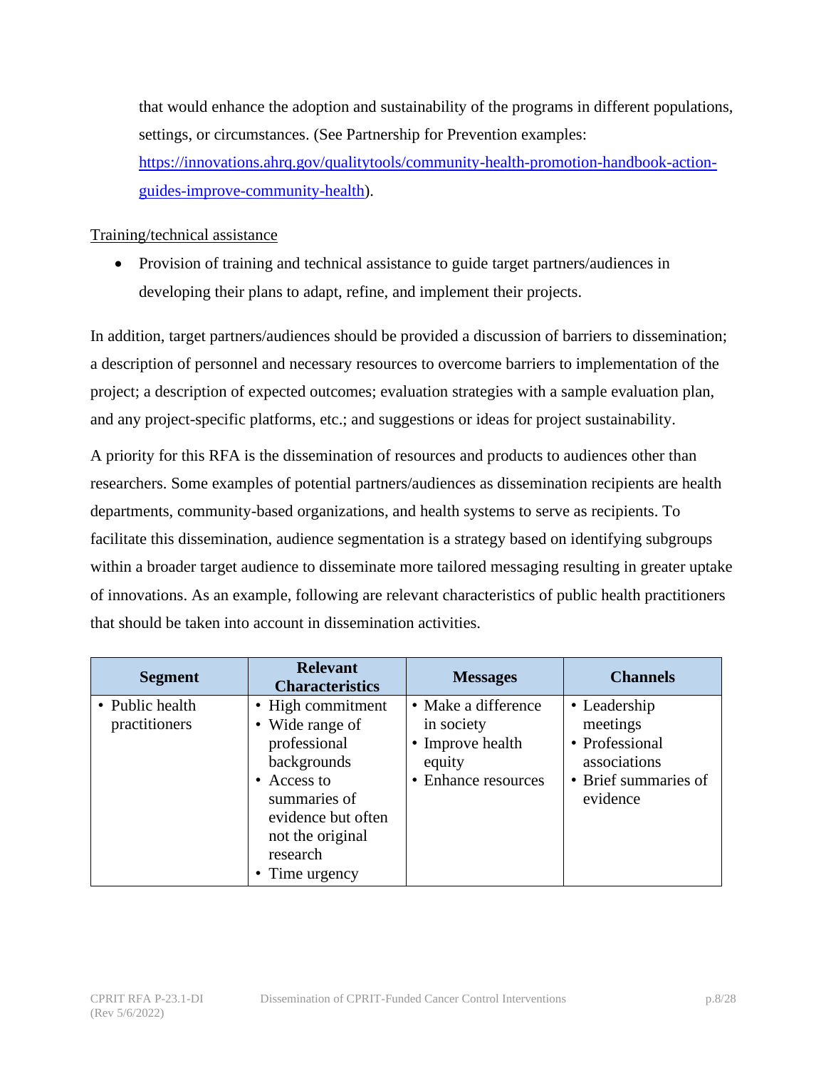that would enhance the adoption and sustainability of the programs in different populations, settings, or circumstances. (See Partnership for Prevention examples: [https://innovations.ahrq.gov/qualitytools/community-health-promotion-handbook-action-guides-improve-community-health](https://innovations.ahrq.gov/qualitytools/community-health-promotion-handbook-action-guides-improve-community-health)).

<u>Training/technical assistance</u>

- Provision of training and technical assistance to guide target partners/audiences in developing their plans to adapt, refine, and implement their projects.

In addition, target partners/audiences should be provided a discussion of barriers to dissemination; a description of personnel and necessary resources to overcome barriers to implementation of the project; a description of expected outcomes; evaluation strategies with a sample evaluation plan, and any project-specific platforms, etc.; and suggestions or ideas for project sustainability.

A priority for this RFA is the dissemination of resources and products to audiences other than researchers. Some examples of potential partners/audiences as dissemination recipients are health departments, community-based organizations, and health systems to serve as recipients. To facilitate this dissemination, audience segmentation is a strategy based on identifying subgroups within a broader target audience to disseminate more tailored messaging resulting in greater uptake of innovations. As an example, following are relevant characteristics of public health practitioners that should be taken into account in dissemination activities.

| Segment | Relevant Characteristics | Messages | Channels |
|---|---|---|---|
| • Public health practitioners | • High commitment<br>• Wide range of professional backgrounds<br>• Access to summaries of evidence but often not the original research<br>• Time urgency | • Make a difference in society<br>• Improve health equity<br>• Enhance resources | • Leadership meetings<br>• Professional associations<br>• Brief summaries of evidence |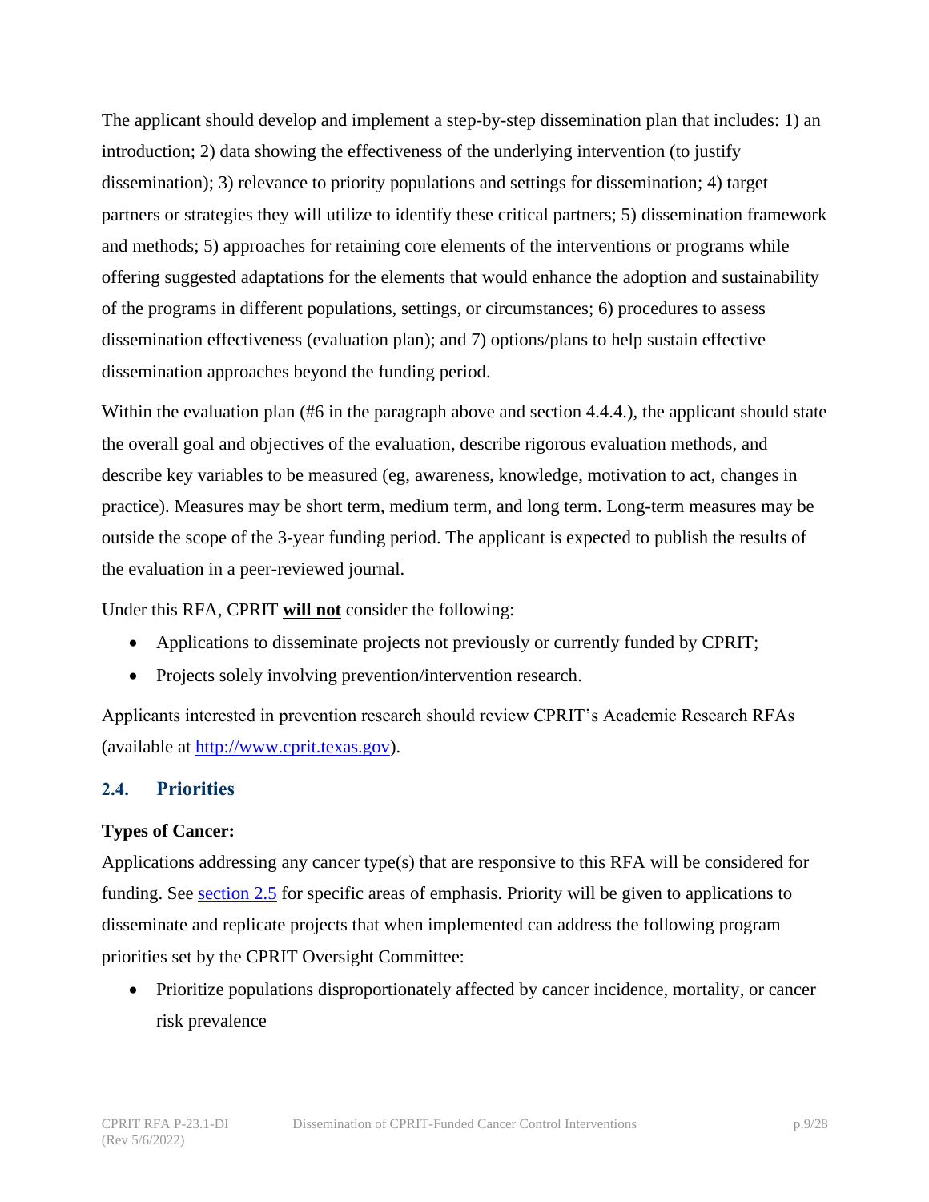The applicant should develop and implement a step-by-step dissemination plan that includes: 1) an introduction; 2) data showing the effectiveness of the underlying intervention (to justify dissemination); 3) relevance to priority populations and settings for dissemination; 4) target partners or strategies they will utilize to identify these critical partners; 5) dissemination framework and methods; 5) approaches for retaining core elements of the interventions or programs while offering suggested adaptations for the elements that would enhance the adoption and sustainability of the programs in different populations, settings, or circumstances; 6) procedures to assess dissemination effectiveness (evaluation plan); and 7) options/plans to help sustain effective dissemination approaches beyond the funding period.

Within the evaluation plan (#6 in the paragraph above and section 4.4.4.), the applicant should state the overall goal and objectives of the evaluation, describe rigorous evaluation methods, and describe key variables to be measured (eg, awareness, knowledge, motivation to act, changes in practice). Measures may be short term, medium term, and long term. Long-term measures may be outside the scope of the 3-year funding period. The applicant is expected to publish the results of the evaluation in a peer-reviewed journal.

Under this RFA, CPRIT **will not** consider the following:

- Applications to disseminate projects not previously or currently funded by CPRIT;
- Projects solely involving prevention/intervention research.

Applicants interested in prevention research should review CPRIT's Academic Research RFAs (available at [http://www.cprit.texas.gov](http://www.cprit.texas.gov)).

## 2.4. Priorities

**Types of Cancer:**

Applications addressing any cancer type(s) that are responsive to this RFA will be considered for funding. See section 2.5 for specific areas of emphasis. Priority will be given to applications to disseminate and replicate projects that when implemented can address the following program priorities set by the CPRIT Oversight Committee:

- Prioritize populations disproportionately affected by cancer incidence, mortality, or cancer risk prevalence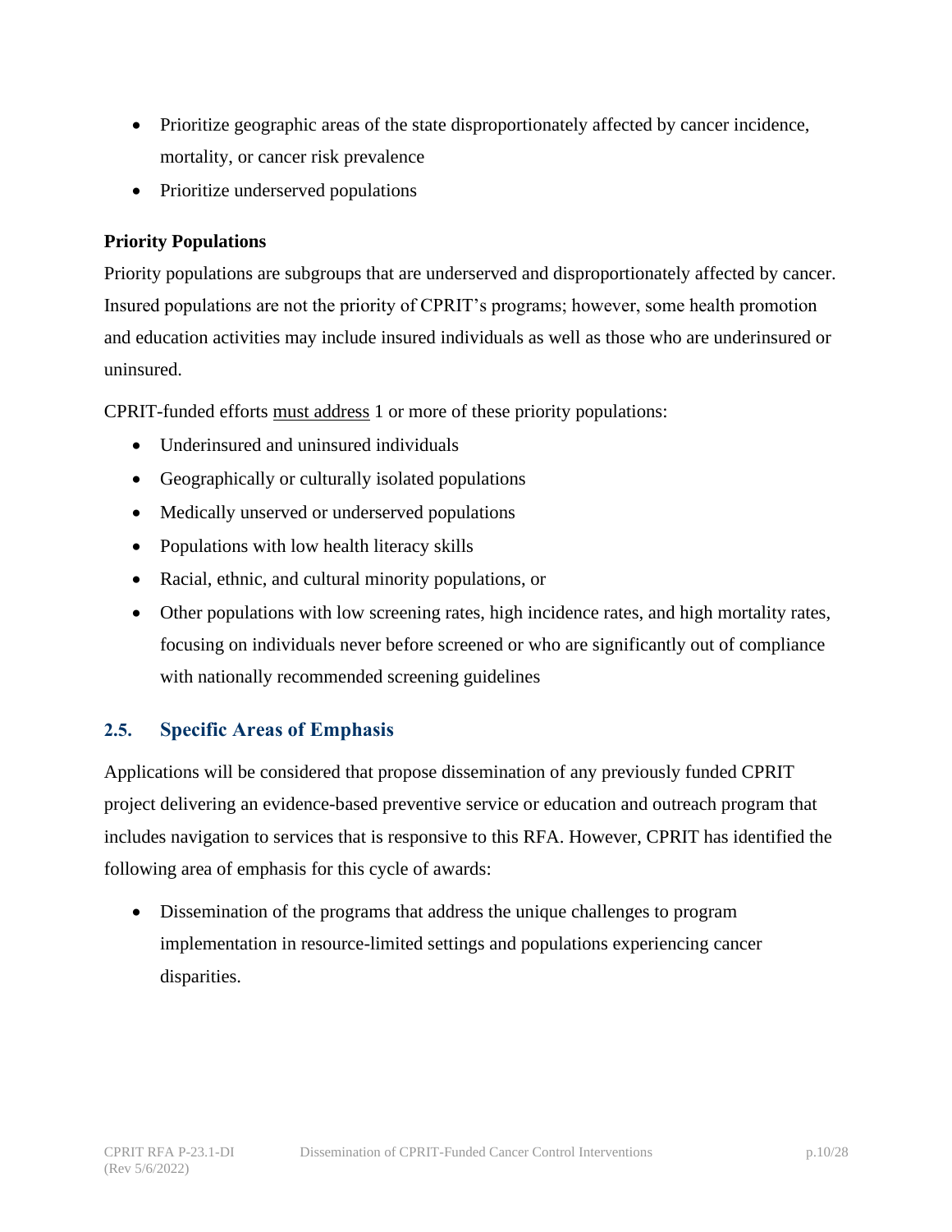- Prioritize geographic areas of the state disproportionately affected by cancer incidence, mortality, or cancer risk prevalence
- Prioritize underserved populations

**Priority Populations**

Priority populations are subgroups that are underserved and disproportionately affected by cancer. Insured populations are not the priority of CPRIT's programs; however, some health promotion and education activities may include insured individuals as well as those who are underinsured or uninsured.

CPRIT-funded efforts <u>must address</u> 1 or more of these priority populations:

- Underinsured and uninsured individuals
- Geographically or culturally isolated populations
- Medically unserved or underserved populations
- Populations with low health literacy skills
- Racial, ethnic, and cultural minority populations, or
- Other populations with low screening rates, high incidence rates, and high mortality rates, focusing on individuals never before screened or who are significantly out of compliance with nationally recommended screening guidelines

## 2.5. Specific Areas of Emphasis

Applications will be considered that propose dissemination of any previously funded CPRIT project delivering an evidence-based preventive service or education and outreach program that includes navigation to services that is responsive to this RFA. However, CPRIT has identified the following area of emphasis for this cycle of awards:

- Dissemination of the programs that address the unique challenges to program implementation in resource-limited settings and populations experiencing cancer disparities.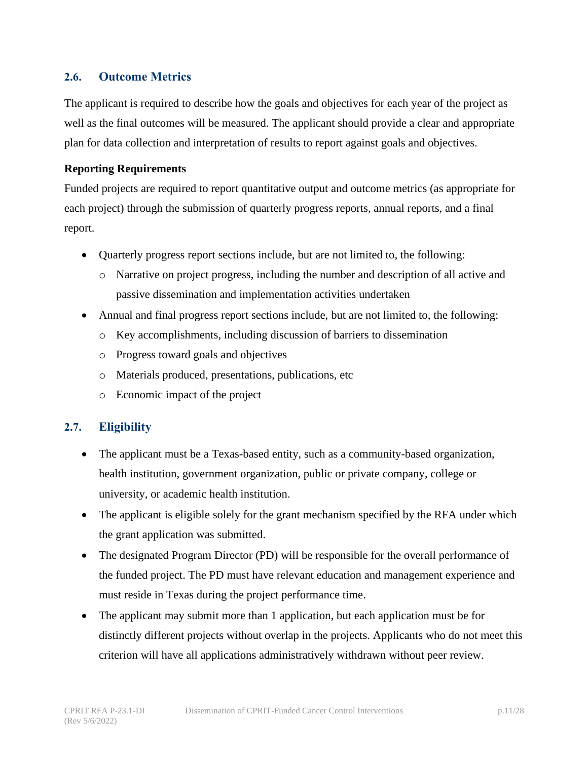## 2.6. Outcome Metrics

The applicant is required to describe how the goals and objectives for each year of the project as well as the final outcomes will be measured. The applicant should provide a clear and appropriate plan for data collection and interpretation of results to report against goals and objectives.

**Reporting Requirements**

Funded projects are required to report quantitative output and outcome metrics (as appropriate for each project) through the submission of quarterly progress reports, annual reports, and a final report.

- Quarterly progress report sections include, but are not limited to, the following:
  - Narrative on project progress, including the number and description of all active and passive dissemination and implementation activities undertaken
- Annual and final progress report sections include, but are not limited to, the following:
  - Key accomplishments, including discussion of barriers to dissemination
  - Progress toward goals and objectives
  - Materials produced, presentations, publications, etc
  - Economic impact of the project

## 2.7. Eligibility

- The applicant must be a Texas-based entity, such as a community-based organization, health institution, government organization, public or private company, college or university, or academic health institution.
- The applicant is eligible solely for the grant mechanism specified by the RFA under which the grant application was submitted.
- The designated Program Director (PD) will be responsible for the overall performance of the funded project. The PD must have relevant education and management experience and must reside in Texas during the project performance time.
- The applicant may submit more than 1 application, but each application must be for distinctly different projects without overlap in the projects. Applicants who do not meet this criterion will have all applications administratively withdrawn without peer review.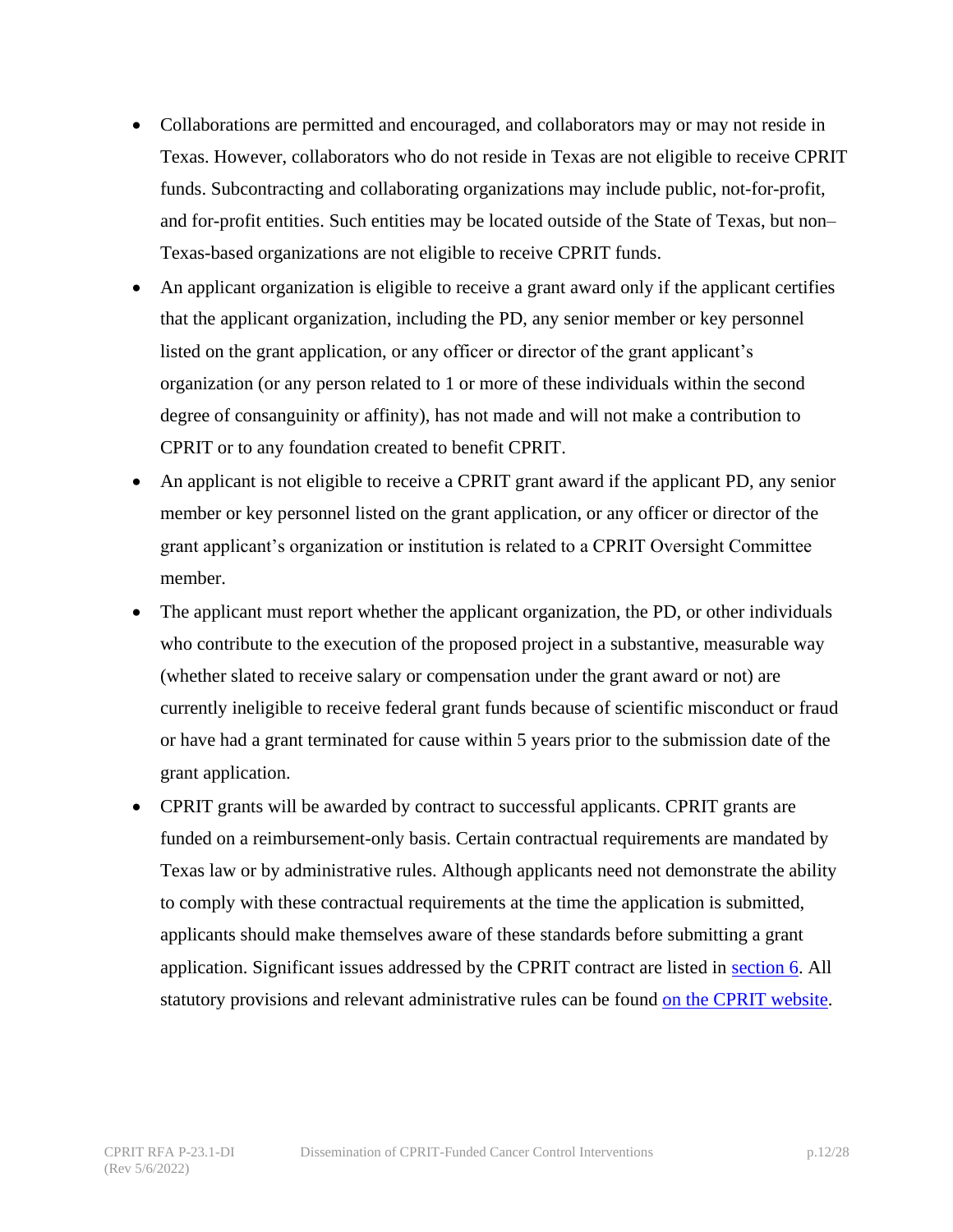- Collaborations are permitted and encouraged, and collaborators may or may not reside in Texas. However, collaborators who do not reside in Texas are not eligible to receive CPRIT funds. Subcontracting and collaborating organizations may include public, not-for-profit, and for-profit entities. Such entities may be located outside of the State of Texas, but non–Texas-based organizations are not eligible to receive CPRIT funds.
- An applicant organization is eligible to receive a grant award only if the applicant certifies that the applicant organization, including the PD, any senior member or key personnel listed on the grant application, or any officer or director of the grant applicant's organization (or any person related to 1 or more of these individuals within the second degree of consanguinity or affinity), has not made and will not make a contribution to CPRIT or to any foundation created to benefit CPRIT.
- An applicant is not eligible to receive a CPRIT grant award if the applicant PD, any senior member or key personnel listed on the grant application, or any officer or director of the grant applicant's organization or institution is related to a CPRIT Oversight Committee member.
- The applicant must report whether the applicant organization, the PD, or other individuals who contribute to the execution of the proposed project in a substantive, measurable way (whether slated to receive salary or compensation under the grant award or not) are currently ineligible to receive federal grant funds because of scientific misconduct or fraud or have had a grant terminated for cause within 5 years prior to the submission date of the grant application.
- CPRIT grants will be awarded by contract to successful applicants. CPRIT grants are funded on a reimbursement-only basis. Certain contractual requirements are mandated by Texas law or by administrative rules. Although applicants need not demonstrate the ability to comply with these contractual requirements at the time the application is submitted, applicants should make themselves aware of these standards before submitting a grant application. Significant issues addressed by the CPRIT contract are listed in section 6. All statutory provisions and relevant administrative rules can be found on the CPRIT website.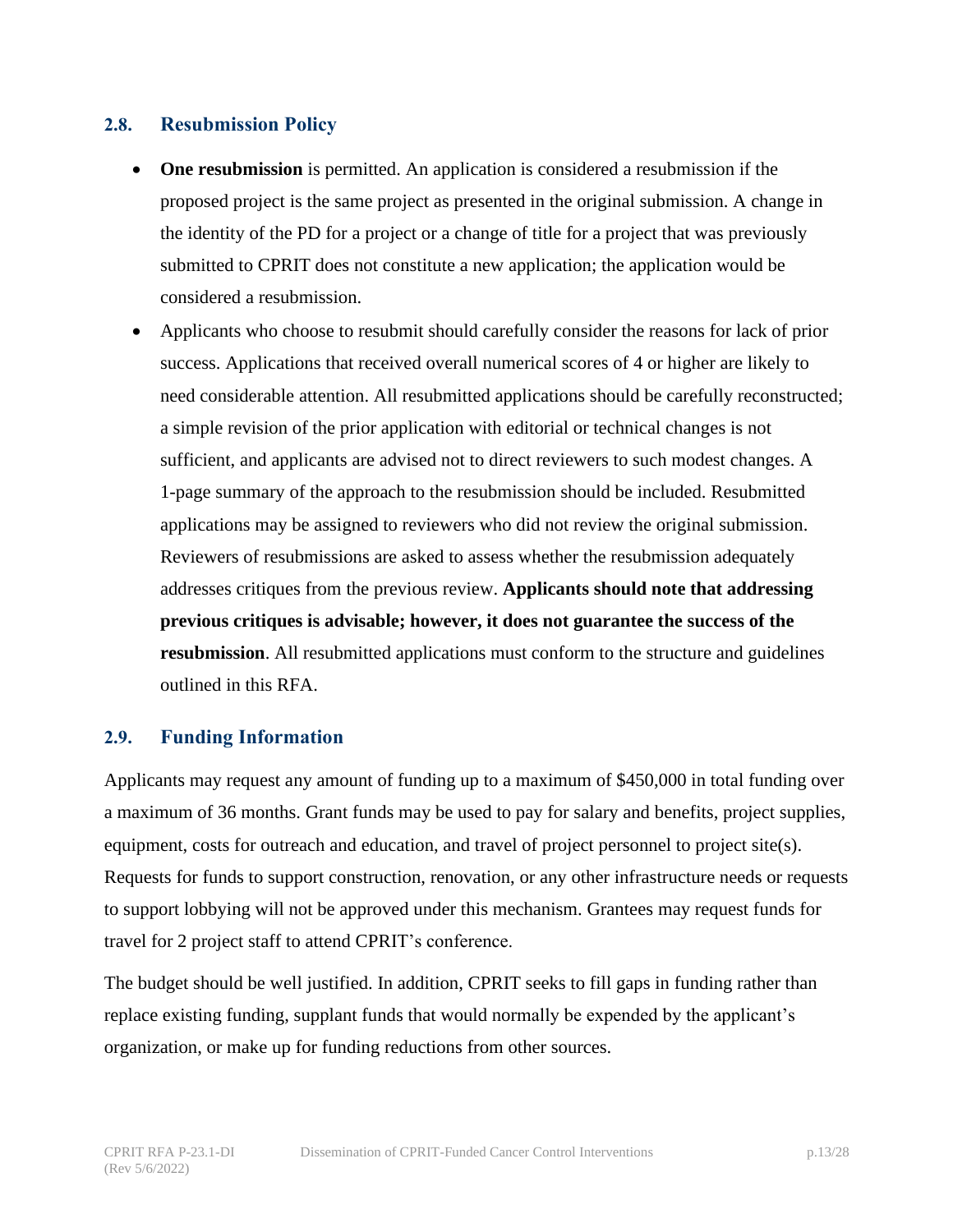### 2.8. Resubmission Policy

- **One resubmission** is permitted. An application is considered a resubmission if the proposed project is the same project as presented in the original submission. A change in the identity of the PD for a project or a change of title for a project that was previously submitted to CPRIT does not constitute a new application; the application would be considered a resubmission.
- Applicants who choose to resubmit should carefully consider the reasons for lack of prior success. Applications that received overall numerical scores of 4 or higher are likely to need considerable attention. All resubmitted applications should be carefully reconstructed; a simple revision of the prior application with editorial or technical changes is not sufficient, and applicants are advised not to direct reviewers to such modest changes. A 1-page summary of the approach to the resubmission should be included. Resubmitted applications may be assigned to reviewers who did not review the original submission. Reviewers of resubmissions are asked to assess whether the resubmission adequately addresses critiques from the previous review. **Applicants should note that addressing previous critiques is advisable; however, it does not guarantee the success of the resubmission**. All resubmitted applications must conform to the structure and guidelines outlined in this RFA.

### 2.9. Funding Information

Applicants may request any amount of funding up to a maximum of $450,000 in total funding over a maximum of 36 months. Grant funds may be used to pay for salary and benefits, project supplies, equipment, costs for outreach and education, and travel of project personnel to project site(s). Requests for funds to support construction, renovation, or any other infrastructure needs or requests to support lobbying will not be approved under this mechanism. Grantees may request funds for travel for 2 project staff to attend CPRIT's conference.

The budget should be well justified. In addition, CPRIT seeks to fill gaps in funding rather than replace existing funding, supplant funds that would normally be expended by the applicant's organization, or make up for funding reductions from other sources.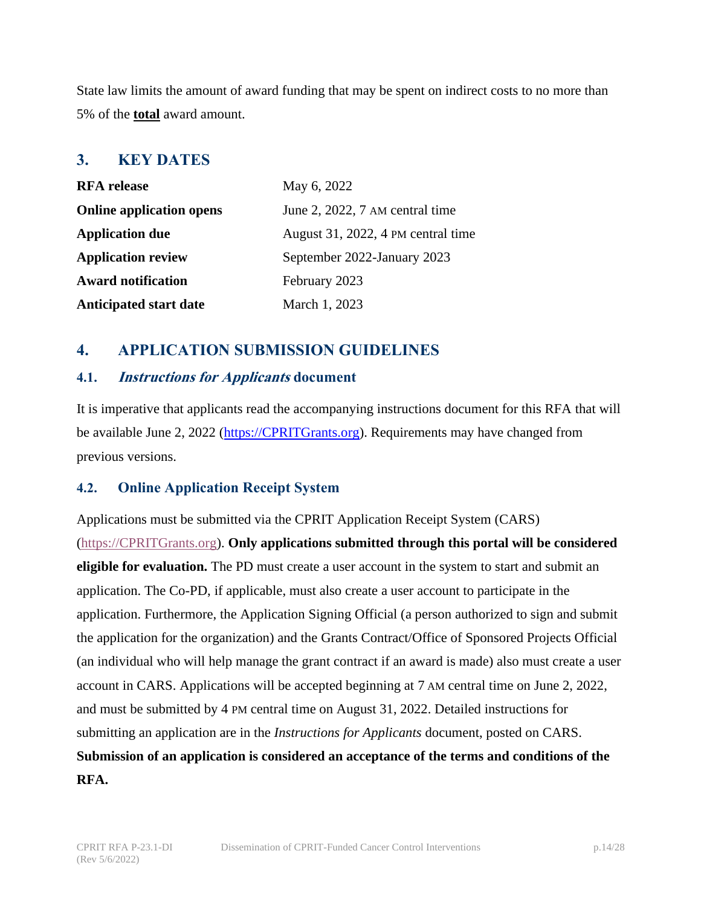State law limits the amount of award funding that may be spent on indirect costs to no more than 5% of the **total** award amount.

## 3. KEY DATES

| | |
|---|---|
| **RFA release** | May 6, 2022 |
| **Online application opens** | June 2, 2022, 7 AM central time |
| **Application due** | August 31, 2022, 4 PM central time |
| **Application review** | September 2022-January 2023 |
| **Award notification** | February 2023 |
| **Anticipated start date** | March 1, 2023 |

## 4. APPLICATION SUBMISSION GUIDELINES

### 4.1. *Instructions for Applicants* document

It is imperative that applicants read the accompanying instructions document for this RFA that will be available June 2, 2022 (https://CPRITGrants.org). Requirements may have changed from previous versions.

### 4.2. Online Application Receipt System

Applications must be submitted via the CPRIT Application Receipt System (CARS) (https://CPRITGrants.org). **Only applications submitted through this portal will be considered eligible for evaluation.** The PD must create a user account in the system to start and submit an application. The Co-PD, if applicable, must also create a user account to participate in the application. Furthermore, the Application Signing Official (a person authorized to sign and submit the application for the organization) and the Grants Contract/Office of Sponsored Projects Official (an individual who will help manage the grant contract if an award is made) also must create a user account in CARS. Applications will be accepted beginning at 7 AM central time on June 2, 2022, and must be submitted by 4 PM central time on August 31, 2022. Detailed instructions for submitting an application are in the *Instructions for Applicants* document, posted on CARS. **Submission of an application is considered an acceptance of the terms and conditions of the RFA.**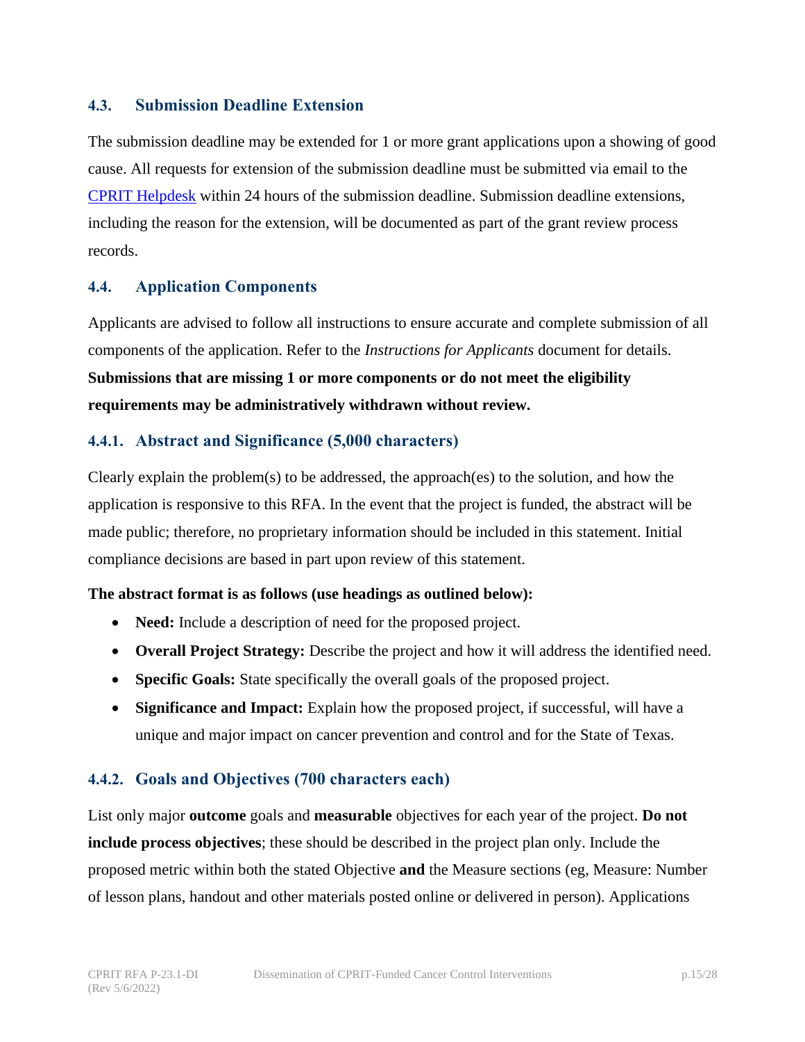### 4.3. Submission Deadline Extension

The submission deadline may be extended for 1 or more grant applications upon a showing of good cause. All requests for extension of the submission deadline must be submitted via email to the [CPRIT Helpdesk](CPRIT Helpdesk) within 24 hours of the submission deadline. Submission deadline extensions, including the reason for the extension, will be documented as part of the grant review process records.

### 4.4. Application Components

Applicants are advised to follow all instructions to ensure accurate and complete submission of all components of the application. Refer to the *Instructions for Applicants* document for details. **Submissions that are missing 1 or more components or do not meet the eligibility requirements may be administratively withdrawn without review.**

#### 4.4.1. Abstract and Significance (5,000 characters)

Clearly explain the problem(s) to be addressed, the approach(es) to the solution, and how the application is responsive to this RFA. In the event that the project is funded, the abstract will be made public; therefore, no proprietary information should be included in this statement. Initial compliance decisions are based in part upon review of this statement.

**The abstract format is as follows (use headings as outlined below):**

- **Need:** Include a description of need for the proposed project.
- **Overall Project Strategy:** Describe the project and how it will address the identified need.
- **Specific Goals:** State specifically the overall goals of the proposed project.
- **Significance and Impact:** Explain how the proposed project, if successful, will have a unique and major impact on cancer prevention and control and for the State of Texas.

#### 4.4.2. Goals and Objectives (700 characters each)

List only major **outcome** goals and **measurable** objectives for each year of the project. **Do not include process objectives**; these should be described in the project plan only. Include the proposed metric within both the stated Objective **and** the Measure sections (eg, Measure: Number of lesson plans, handout and other materials posted online or delivered in person). Applications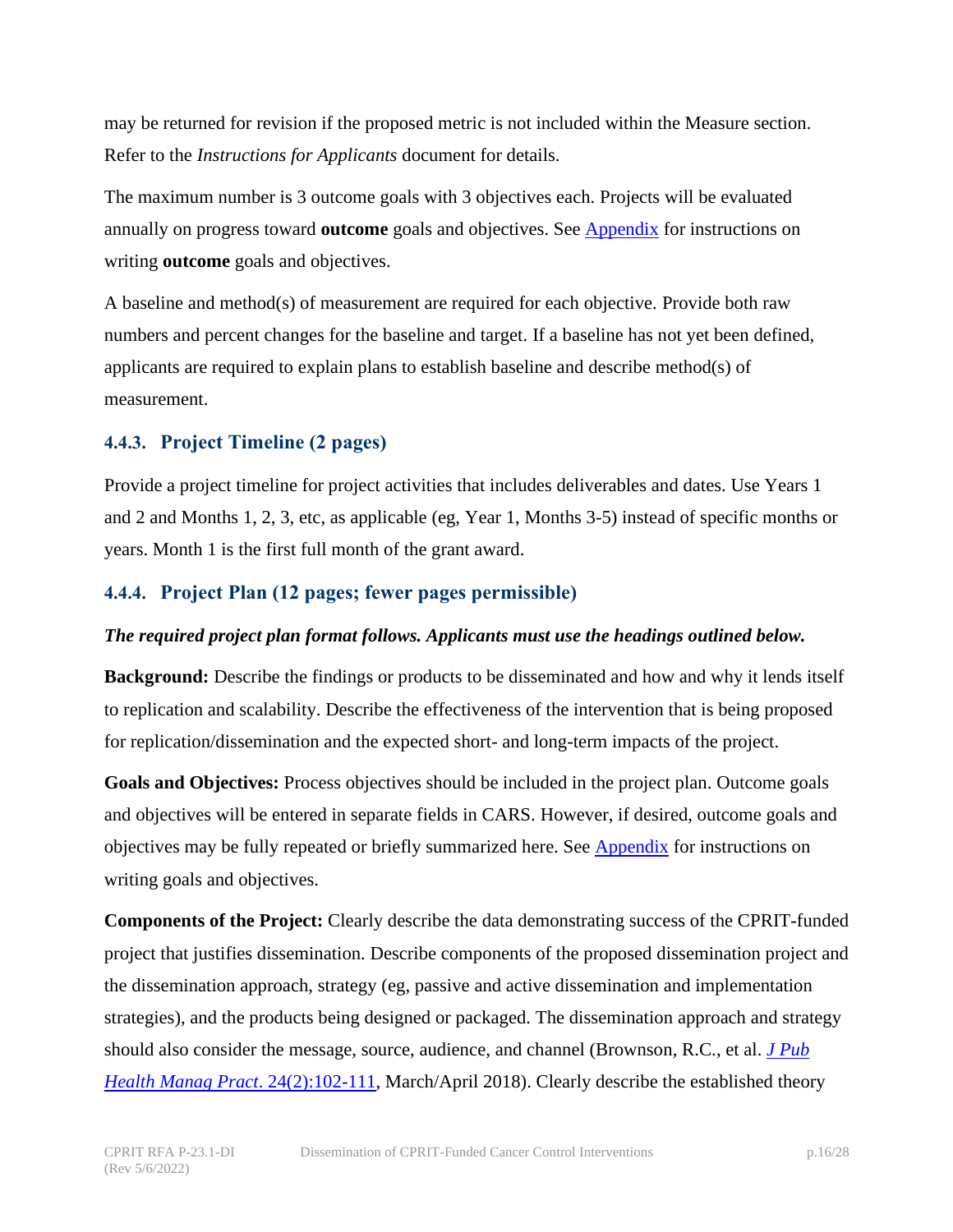may be returned for revision if the proposed metric is not included within the Measure section. Refer to the *Instructions for Applicants* document for details.

The maximum number is 3 outcome goals with 3 objectives each. Projects will be evaluated annually on progress toward **outcome** goals and objectives. See [Appendix] for instructions on writing **outcome** goals and objectives.

A baseline and method(s) of measurement are required for each objective. Provide both raw numbers and percent changes for the baseline and target. If a baseline has not yet been defined, applicants are required to explain plans to establish baseline and describe method(s) of measurement.

### 4.4.3. Project Timeline (2 pages)

Provide a project timeline for project activities that includes deliverables and dates. Use Years 1 and 2 and Months 1, 2, 3, etc, as applicable (eg, Year 1, Months 3-5) instead of specific months or years. Month 1 is the first full month of the grant award.

### 4.4.4. Project Plan (12 pages; fewer pages permissible)

***The required project plan format follows. Applicants must use the headings outlined below.***

**Background:** Describe the findings or products to be disseminated and how and why it lends itself to replication and scalability. Describe the effectiveness of the intervention that is being proposed for replication/dissemination and the expected short- and long-term impacts of the project.

**Goals and Objectives:** Process objectives should be included in the project plan. Outcome goals and objectives will be entered in separate fields in CARS. However, if desired, outcome goals and objectives may be fully repeated or briefly summarized here. See [Appendix] for instructions on writing goals and objectives.

**Components of the Project:** Clearly describe the data demonstrating success of the CPRIT-funded project that justifies dissemination. Describe components of the proposed dissemination project and the dissemination approach, strategy (eg, passive and active dissemination and implementation strategies), and the products being designed or packaged. The dissemination approach and strategy should also consider the message, source, audience, and channel (Brownson, R.C., et al. *J Pub Health Manag Pract*. 24(2):102-111, March/April 2018). Clearly describe the established theory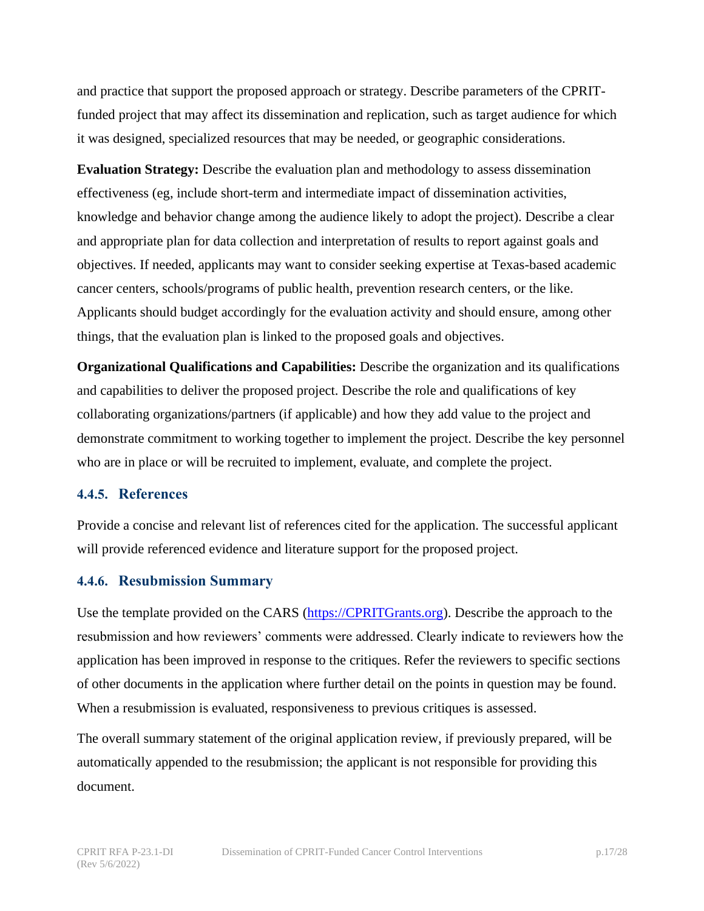and practice that support the proposed approach or strategy. Describe parameters of the CPRIT-funded project that may affect its dissemination and replication, such as target audience for which it was designed, specialized resources that may be needed, or geographic considerations.

**Evaluation Strategy:** Describe the evaluation plan and methodology to assess dissemination effectiveness (eg, include short-term and intermediate impact of dissemination activities, knowledge and behavior change among the audience likely to adopt the project). Describe a clear and appropriate plan for data collection and interpretation of results to report against goals and objectives. If needed, applicants may want to consider seeking expertise at Texas-based academic cancer centers, schools/programs of public health, prevention research centers, or the like. Applicants should budget accordingly for the evaluation activity and should ensure, among other things, that the evaluation plan is linked to the proposed goals and objectives.

**Organizational Qualifications and Capabilities:** Describe the organization and its qualifications and capabilities to deliver the proposed project. Describe the role and qualifications of key collaborating organizations/partners (if applicable) and how they add value to the project and demonstrate commitment to working together to implement the project. Describe the key personnel who are in place or will be recruited to implement, evaluate, and complete the project.

### 4.4.5. References

Provide a concise and relevant list of references cited for the application. The successful applicant will provide referenced evidence and literature support for the proposed project.

### 4.4.6. Resubmission Summary

Use the template provided on the CARS (https://CPRITGrants.org). Describe the approach to the resubmission and how reviewers' comments were addressed. Clearly indicate to reviewers how the application has been improved in response to the critiques. Refer the reviewers to specific sections of other documents in the application where further detail on the points in question may be found. When a resubmission is evaluated, responsiveness to previous critiques is assessed.

The overall summary statement of the original application review, if previously prepared, will be automatically appended to the resubmission; the applicant is not responsible for providing this document.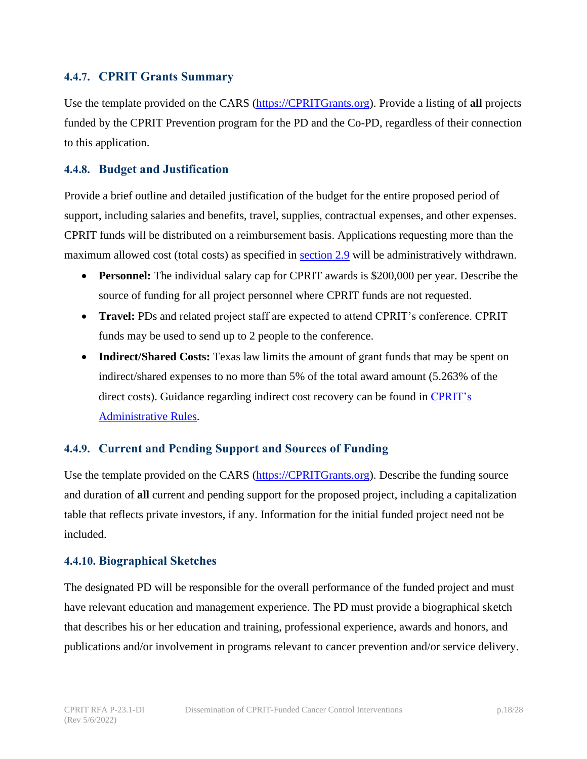### 4.4.7. CPRIT Grants Summary

Use the template provided on the CARS (https://CPRITGrants.org). Provide a listing of **all** projects funded by the CPRIT Prevention program for the PD and the Co-PD, regardless of their connection to this application.

### 4.4.8. Budget and Justification

Provide a brief outline and detailed justification of the budget for the entire proposed period of support, including salaries and benefits, travel, supplies, contractual expenses, and other expenses. CPRIT funds will be distributed on a reimbursement basis. Applications requesting more than the maximum allowed cost (total costs) as specified in section 2.9 will be administratively withdrawn.

- **Personnel:** The individual salary cap for CPRIT awards is $200,000 per year. Describe the source of funding for all project personnel where CPRIT funds are not requested.
- **Travel:** PDs and related project staff are expected to attend CPRIT's conference. CPRIT funds may be used to send up to 2 people to the conference.
- **Indirect/Shared Costs:** Texas law limits the amount of grant funds that may be spent on indirect/shared expenses to no more than 5% of the total award amount (5.263% of the direct costs). Guidance regarding indirect cost recovery can be found in CPRIT's Administrative Rules.

### 4.4.9. Current and Pending Support and Sources of Funding

Use the template provided on the CARS (https://CPRITGrants.org). Describe the funding source and duration of **all** current and pending support for the proposed project, including a capitalization table that reflects private investors, if any. Information for the initial funded project need not be included.

### 4.4.10. Biographical Sketches

The designated PD will be responsible for the overall performance of the funded project and must have relevant education and management experience. The PD must provide a biographical sketch that describes his or her education and training, professional experience, awards and honors, and publications and/or involvement in programs relevant to cancer prevention and/or service delivery.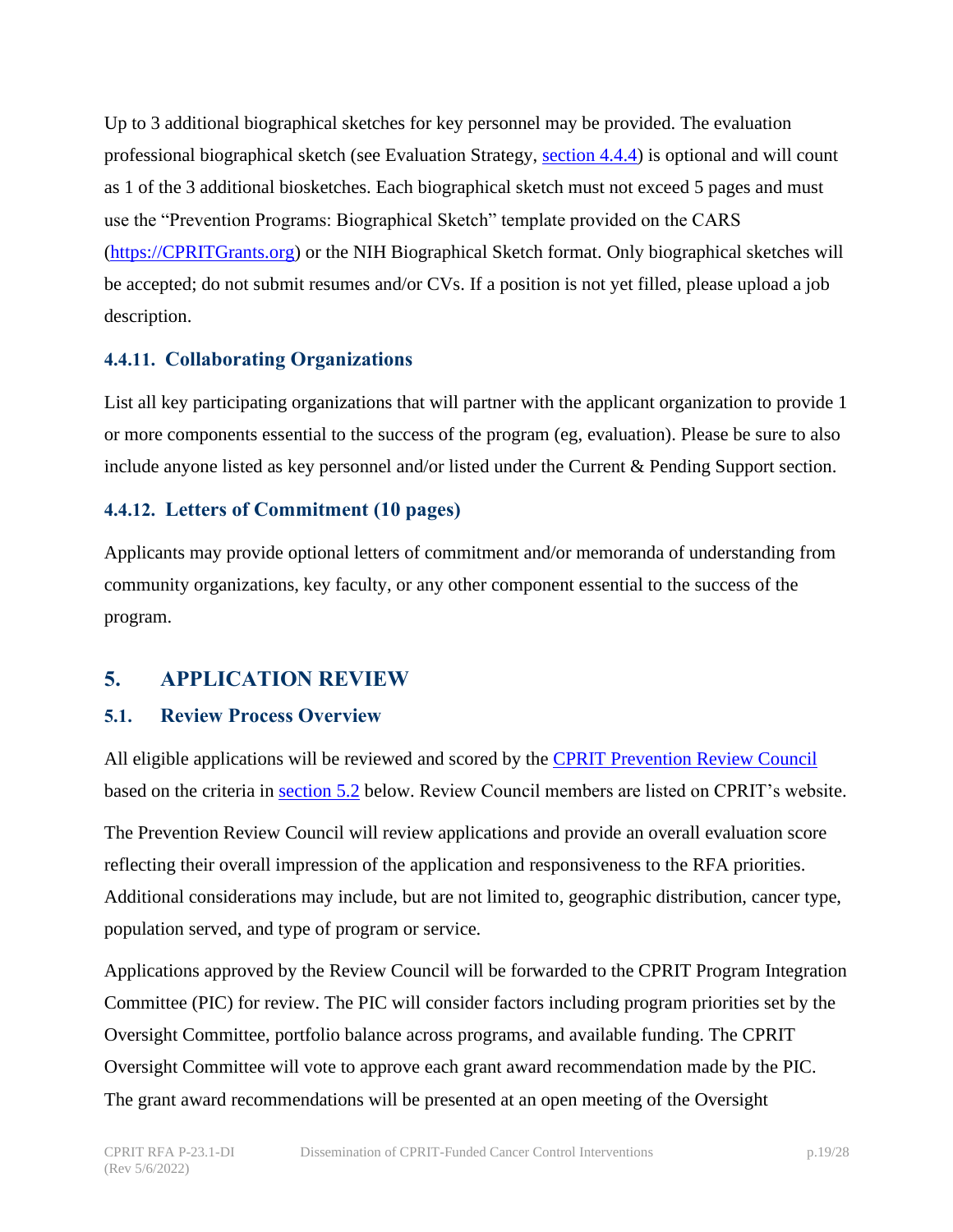Up to 3 additional biographical sketches for key personnel may be provided. The evaluation professional biographical sketch (see Evaluation Strategy, section 4.4.4) is optional and will count as 1 of the 3 additional biosketches. Each biographical sketch must not exceed 5 pages and must use the "Prevention Programs: Biographical Sketch" template provided on the CARS (https://CPRITGrants.org) or the NIH Biographical Sketch format. Only biographical sketches will be accepted; do not submit resumes and/or CVs. If a position is not yet filled, please upload a job description.

### 4.4.11. Collaborating Organizations

List all key participating organizations that will partner with the applicant organization to provide 1 or more components essential to the success of the program (eg, evaluation). Please be sure to also include anyone listed as key personnel and/or listed under the Current & Pending Support section.

### 4.4.12. Letters of Commitment (10 pages)

Applicants may provide optional letters of commitment and/or memoranda of understanding from community organizations, key faculty, or any other component essential to the success of the program.

# 5. APPLICATION REVIEW

## 5.1. Review Process Overview

All eligible applications will be reviewed and scored by the CPRIT Prevention Review Council based on the criteria in section 5.2 below. Review Council members are listed on CPRIT's website.

The Prevention Review Council will review applications and provide an overall evaluation score reflecting their overall impression of the application and responsiveness to the RFA priorities. Additional considerations may include, but are not limited to, geographic distribution, cancer type, population served, and type of program or service.

Applications approved by the Review Council will be forwarded to the CPRIT Program Integration Committee (PIC) for review. The PIC will consider factors including program priorities set by the Oversight Committee, portfolio balance across programs, and available funding. The CPRIT Oversight Committee will vote to approve each grant award recommendation made by the PIC. The grant award recommendations will be presented at an open meeting of the Oversight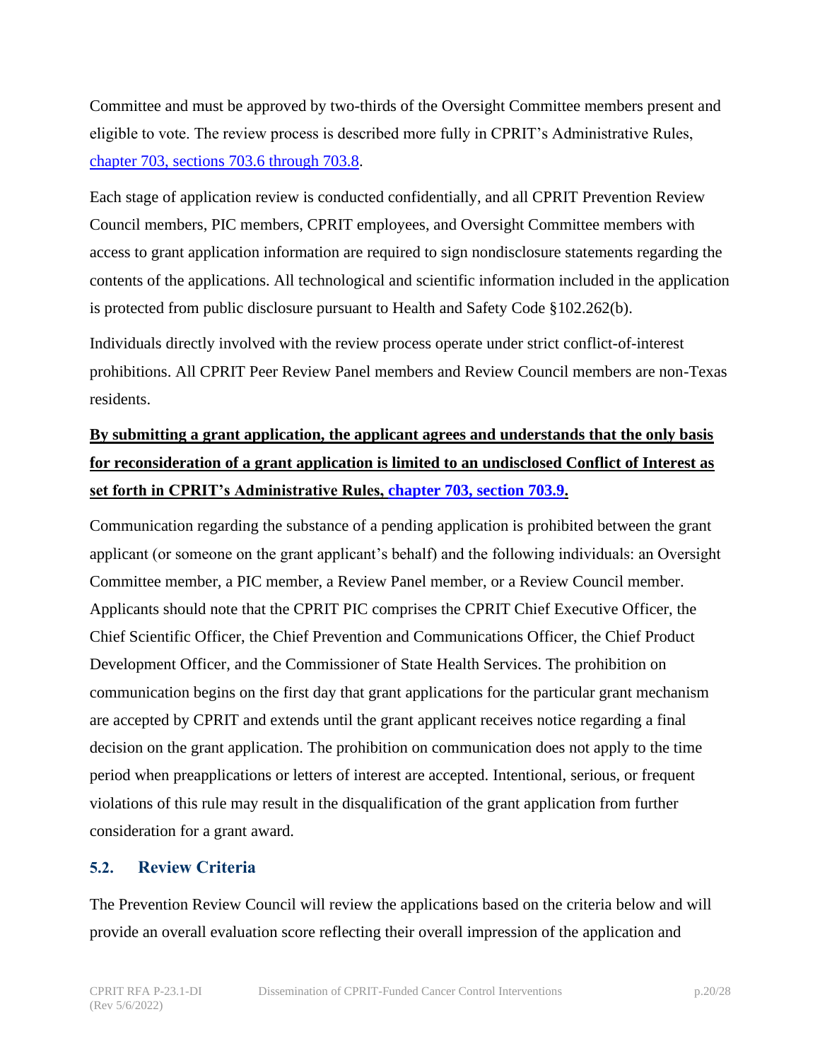Committee and must be approved by two-thirds of the Oversight Committee members present and eligible to vote. The review process is described more fully in CPRIT's Administrative Rules, chapter 703, sections 703.6 through 703.8.

Each stage of application review is conducted confidentially, and all CPRIT Prevention Review Council members, PIC members, CPRIT employees, and Oversight Committee members with access to grant application information are required to sign nondisclosure statements regarding the contents of the applications. All technological and scientific information included in the application is protected from public disclosure pursuant to Health and Safety Code §102.262(b).

Individuals directly involved with the review process operate under strict conflict-of-interest prohibitions. All CPRIT Peer Review Panel members and Review Council members are non-Texas residents.

**By submitting a grant application, the applicant agrees and understands that the only basis for reconsideration of a grant application is limited to an undisclosed Conflict of Interest as set forth in CPRIT's Administrative Rules, chapter 703, section 703.9.**

Communication regarding the substance of a pending application is prohibited between the grant applicant (or someone on the grant applicant's behalf) and the following individuals: an Oversight Committee member, a PIC member, a Review Panel member, or a Review Council member. Applicants should note that the CPRIT PIC comprises the CPRIT Chief Executive Officer, the Chief Scientific Officer, the Chief Prevention and Communications Officer, the Chief Product Development Officer, and the Commissioner of State Health Services. The prohibition on communication begins on the first day that grant applications for the particular grant mechanism are accepted by CPRIT and extends until the grant applicant receives notice regarding a final decision on the grant application. The prohibition on communication does not apply to the time period when preapplications or letters of interest are accepted. Intentional, serious, or frequent violations of this rule may result in the disqualification of the grant application from further consideration for a grant award.

## 5.2. Review Criteria

The Prevention Review Council will review the applications based on the criteria below and will provide an overall evaluation score reflecting their overall impression of the application and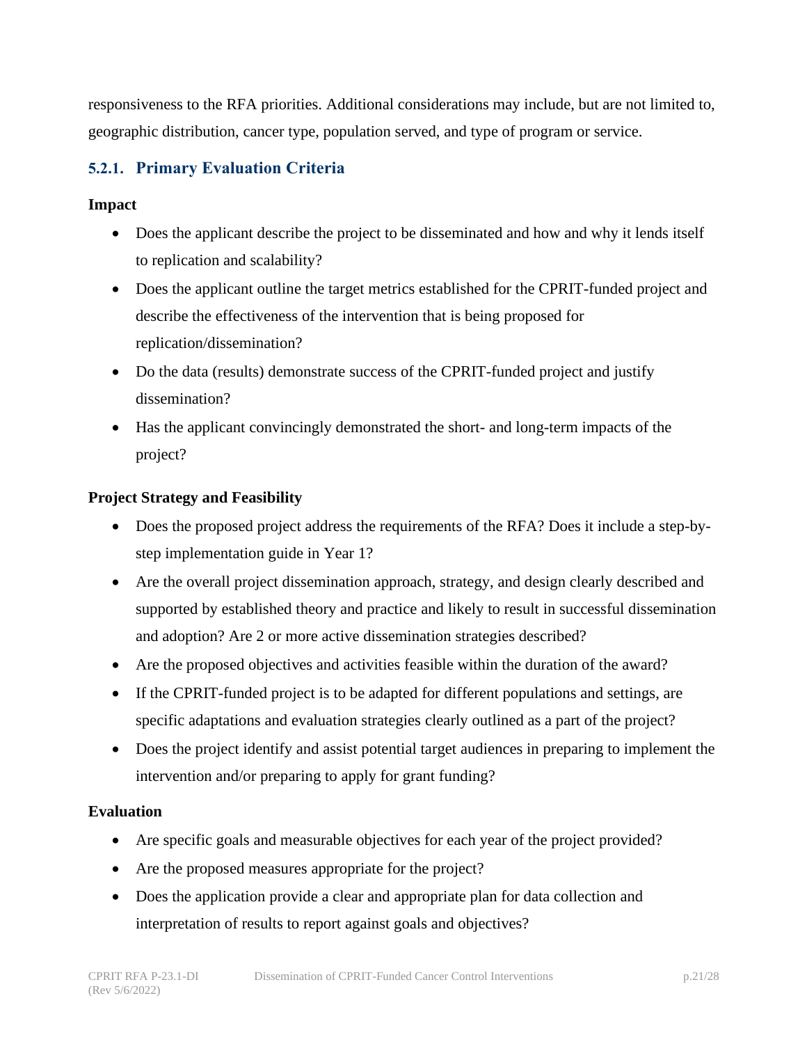responsiveness to the RFA priorities. Additional considerations may include, but are not limited to, geographic distribution, cancer type, population served, and type of program or service.

### 5.2.1. Primary Evaluation Criteria

**Impact**

- Does the applicant describe the project to be disseminated and how and why it lends itself to replication and scalability?
- Does the applicant outline the target metrics established for the CPRIT-funded project and describe the effectiveness of the intervention that is being proposed for replication/dissemination?
- Do the data (results) demonstrate success of the CPRIT-funded project and justify dissemination?
- Has the applicant convincingly demonstrated the short- and long-term impacts of the project?

**Project Strategy and Feasibility**

- Does the proposed project address the requirements of the RFA? Does it include a step-by-step implementation guide in Year 1?
- Are the overall project dissemination approach, strategy, and design clearly described and supported by established theory and practice and likely to result in successful dissemination and adoption? Are 2 or more active dissemination strategies described?
- Are the proposed objectives and activities feasible within the duration of the award?
- If the CPRIT-funded project is to be adapted for different populations and settings, are specific adaptations and evaluation strategies clearly outlined as a part of the project?
- Does the project identify and assist potential target audiences in preparing to implement the intervention and/or preparing to apply for grant funding?

**Evaluation**

- Are specific goals and measurable objectives for each year of the project provided?
- Are the proposed measures appropriate for the project?
- Does the application provide a clear and appropriate plan for data collection and interpretation of results to report against goals and objectives?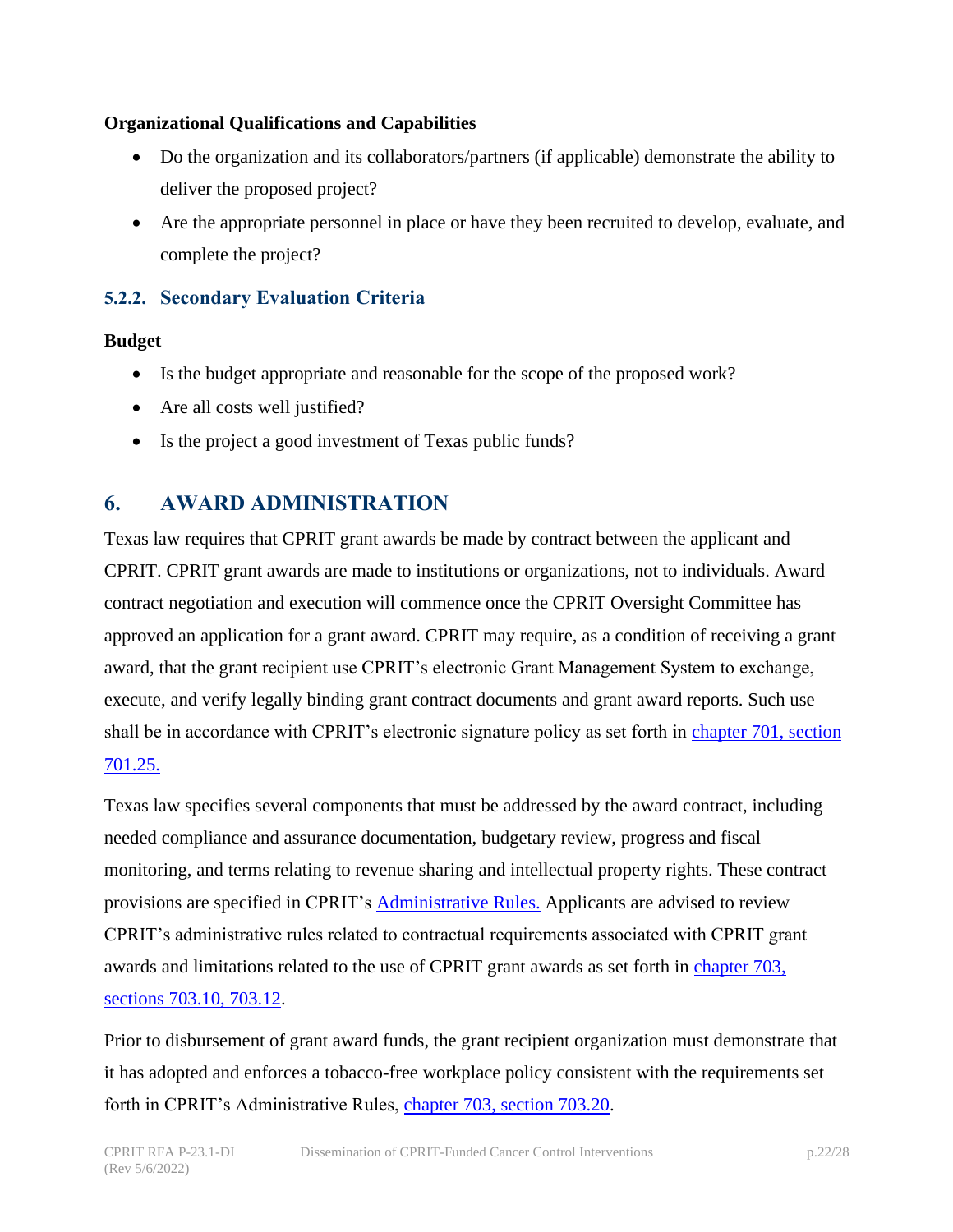**Organizational Qualifications and Capabilities**

- Do the organization and its collaborators/partners (if applicable) demonstrate the ability to deliver the proposed project?
- Are the appropriate personnel in place or have they been recruited to develop, evaluate, and complete the project?

### 5.2.2. Secondary Evaluation Criteria

**Budget**

- Is the budget appropriate and reasonable for the scope of the proposed work?
- Are all costs well justified?
- Is the project a good investment of Texas public funds?

## 6. AWARD ADMINISTRATION

Texas law requires that CPRIT grant awards be made by contract between the applicant and CPRIT. CPRIT grant awards are made to institutions or organizations, not to individuals. Award contract negotiation and execution will commence once the CPRIT Oversight Committee has approved an application for a grant award. CPRIT may require, as a condition of receiving a grant award, that the grant recipient use CPRIT's electronic Grant Management System to exchange, execute, and verify legally binding grant contract documents and grant award reports. Such use shall be in accordance with CPRIT's electronic signature policy as set forth in chapter 701, section 701.25.

Texas law specifies several components that must be addressed by the award contract, including needed compliance and assurance documentation, budgetary review, progress and fiscal monitoring, and terms relating to revenue sharing and intellectual property rights. These contract provisions are specified in CPRIT's Administrative Rules. Applicants are advised to review CPRIT's administrative rules related to contractual requirements associated with CPRIT grant awards and limitations related to the use of CPRIT grant awards as set forth in chapter 703, sections 703.10, 703.12.

Prior to disbursement of grant award funds, the grant recipient organization must demonstrate that it has adopted and enforces a tobacco-free workplace policy consistent with the requirements set forth in CPRIT's Administrative Rules, chapter 703, section 703.20.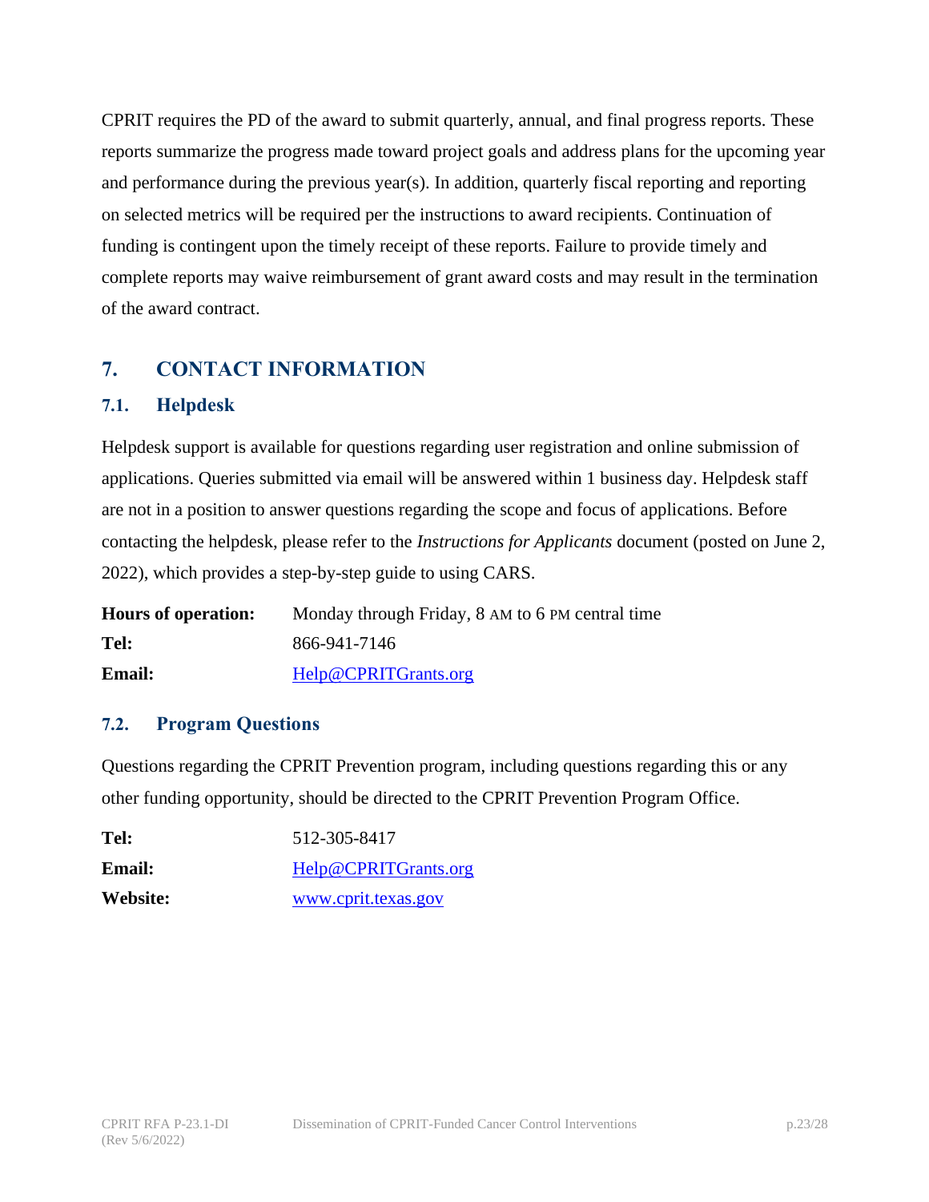CPRIT requires the PD of the award to submit quarterly, annual, and final progress reports. These reports summarize the progress made toward project goals and address plans for the upcoming year and performance during the previous year(s). In addition, quarterly fiscal reporting and reporting on selected metrics will be required per the instructions to award recipients. Continuation of funding is contingent upon the timely receipt of these reports. Failure to provide timely and complete reports may waive reimbursement of grant award costs and may result in the termination of the award contract.

# 7. CONTACT INFORMATION

## 7.1. Helpdesk

Helpdesk support is available for questions regarding user registration and online submission of applications. Queries submitted via email will be answered within 1 business day. Helpdesk staff are not in a position to answer questions regarding the scope and focus of applications. Before contacting the helpdesk, please refer to the *Instructions for Applicants* document (posted on June 2, 2022), which provides a step-by-step guide to using CARS.

**Hours of operation:** Monday through Friday, 8 AM to 6 PM central time

**Tel:** 866-941-7146

**Email:** Help@CPRITGrants.org

## 7.2. Program Questions

Questions regarding the CPRIT Prevention program, including questions regarding this or any other funding opportunity, should be directed to the CPRIT Prevention Program Office.

**Tel:** 512-305-8417

**Email:** Help@CPRITGrants.org

**Website:** www.cprit.texas.gov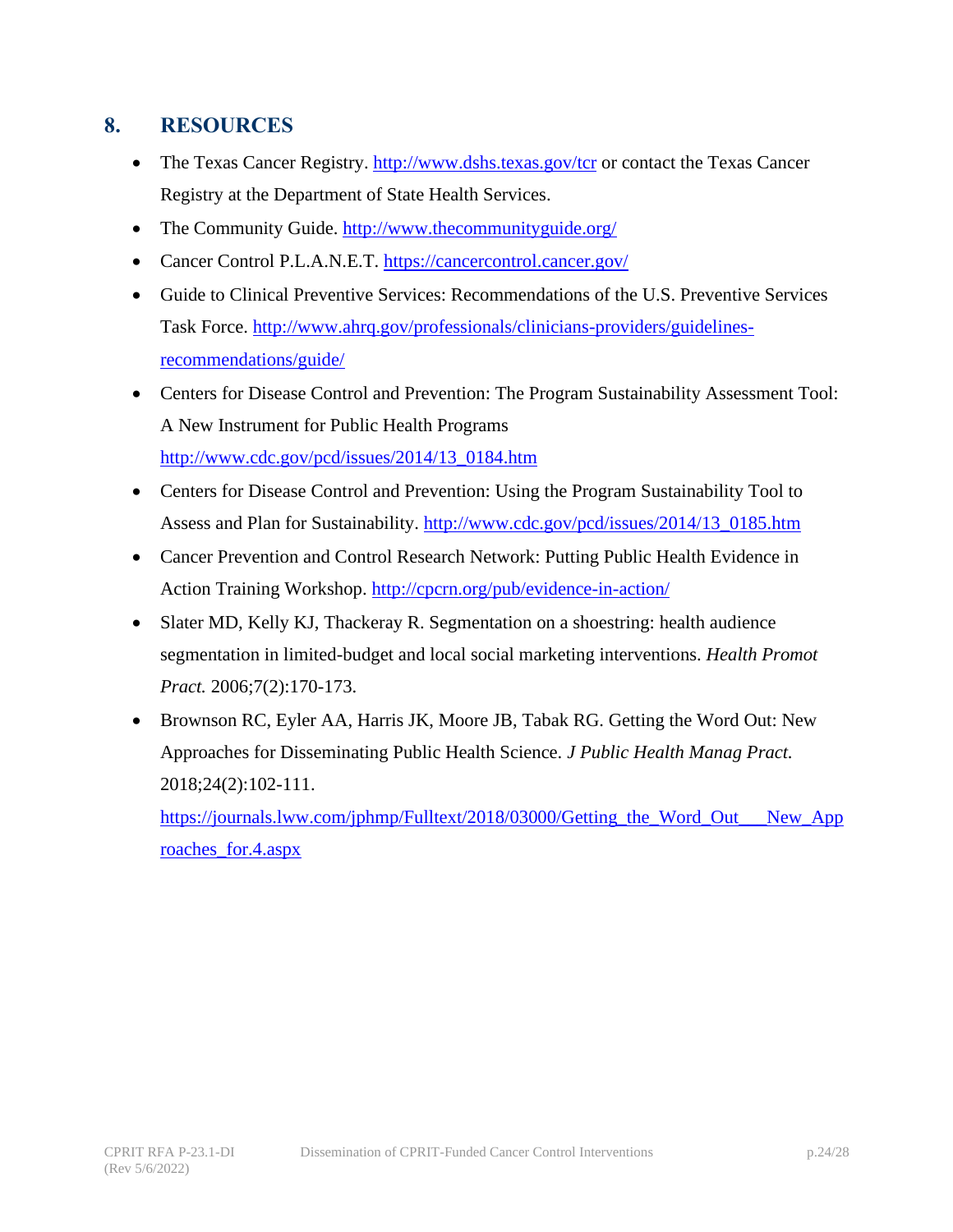## 8. RESOURCES

- The Texas Cancer Registry. http://www.dshs.texas.gov/tcr or contact the Texas Cancer Registry at the Department of State Health Services.
- The Community Guide. http://www.thecommunityguide.org/
- Cancer Control P.L.A.N.E.T. https://cancercontrol.cancer.gov/
- Guide to Clinical Preventive Services: Recommendations of the U.S. Preventive Services Task Force. http://www.ahrq.gov/professionals/clinicians-providers/guidelines-recommendations/guide/
- Centers for Disease Control and Prevention: The Program Sustainability Assessment Tool: A New Instrument for Public Health Programs http://www.cdc.gov/pcd/issues/2014/13_0184.htm
- Centers for Disease Control and Prevention: Using the Program Sustainability Tool to Assess and Plan for Sustainability. http://www.cdc.gov/pcd/issues/2014/13_0185.htm
- Cancer Prevention and Control Research Network: Putting Public Health Evidence in Action Training Workshop. http://cpcrn.org/pub/evidence-in-action/
- Slater MD, Kelly KJ, Thackeray R. Segmentation on a shoestring: health audience segmentation in limited-budget and local social marketing interventions. *Health Promot Pract.* 2006;7(2):170-173.
- Brownson RC, Eyler AA, Harris JK, Moore JB, Tabak RG. Getting the Word Out: New Approaches for Disseminating Public Health Science. *J Public Health Manag Pract.* 2018;24(2):102-111. https://journals.lww.com/jphmp/Fulltext/2018/03000/Getting_the_Word_Out___New_Approaches_for.4.aspx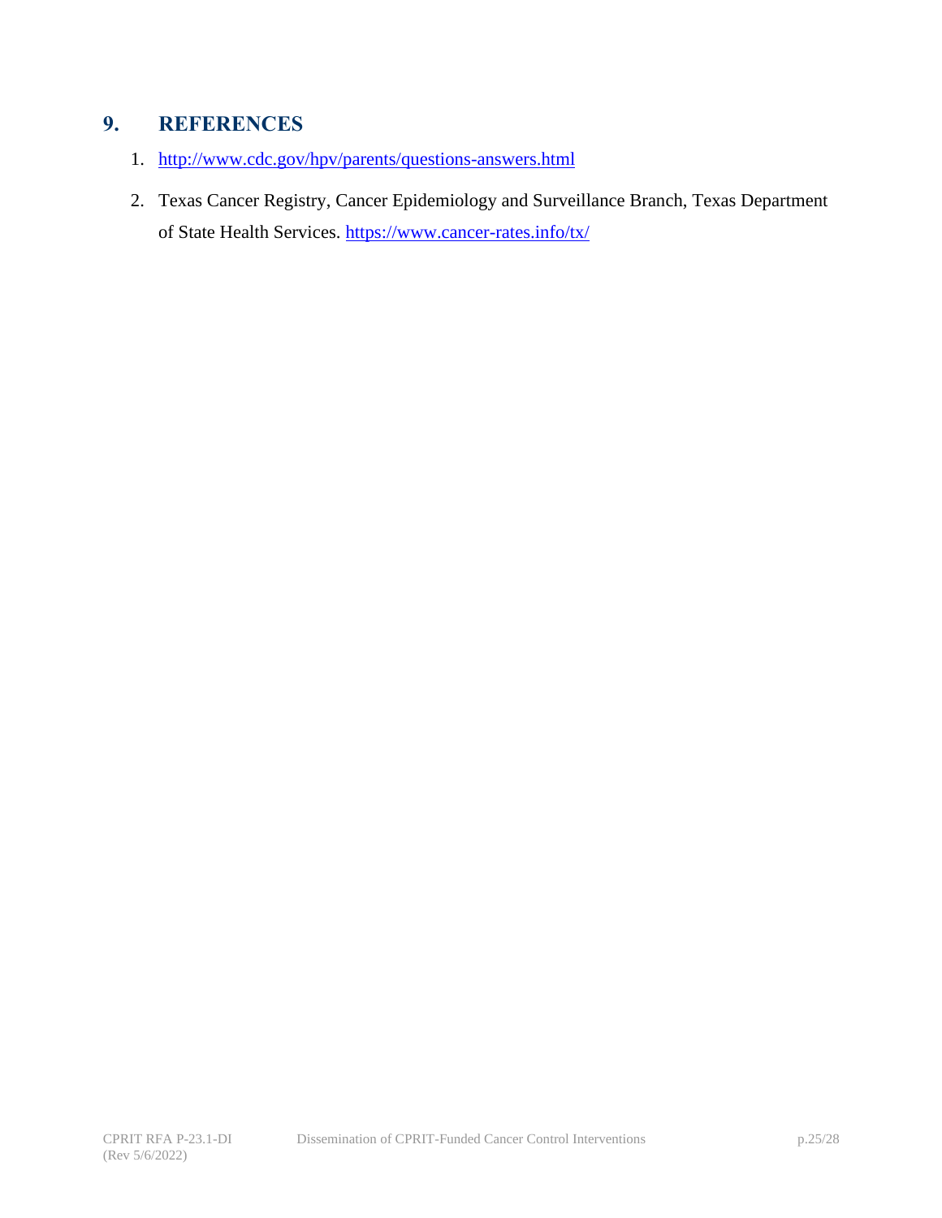## 9. REFERENCES

1. http://www.cdc.gov/hpv/parents/questions-answers.html
2. Texas Cancer Registry, Cancer Epidemiology and Surveillance Branch, Texas Department of State Health Services. https://www.cancer-rates.info/tx/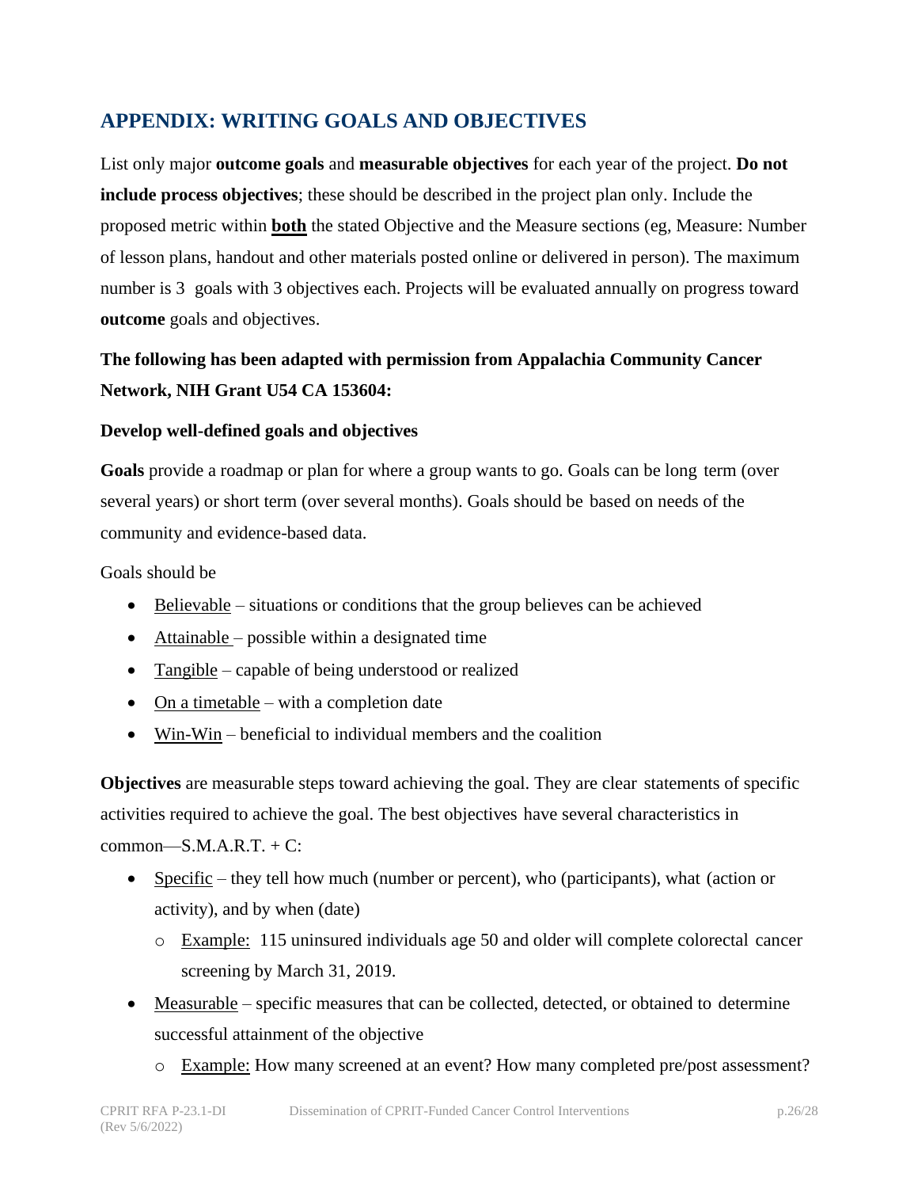## APPENDIX: WRITING GOALS AND OBJECTIVES

List only major **outcome goals** and **measurable objectives** for each year of the project. **Do not include process objectives**; these should be described in the project plan only. Include the proposed metric within **both** the stated Objective and the Measure sections (eg, Measure: Number of lesson plans, handout and other materials posted online or delivered in person). The maximum number is 3 goals with 3 objectives each. Projects will be evaluated annually on progress toward **outcome** goals and objectives.

**The following has been adapted with permission from Appalachia Community Cancer Network, NIH Grant U54 CA 153604:**

**Develop well-defined goals and objectives**

**Goals** provide a roadmap or plan for where a group wants to go. Goals can be long term (over several years) or short term (over several months). Goals should be based on needs of the community and evidence-based data.

Goals should be

- Believable – situations or conditions that the group believes can be achieved
- Attainable – possible within a designated time
- Tangible – capable of being understood or realized
- On a timetable – with a completion date
- Win-Win – beneficial to individual members and the coalition

**Objectives** are measurable steps toward achieving the goal. They are clear statements of specific activities required to achieve the goal. The best objectives have several characteristics in common—S.M.A.R.T. + C:

- Specific – they tell how much (number or percent), who (participants), what (action or activity), and by when (date)
  - Example: 115 uninsured individuals age 50 and older will complete colorectal cancer screening by March 31, 2019.
- Measurable – specific measures that can be collected, detected, or obtained to determine successful attainment of the objective
  - Example: How many screened at an event? How many completed pre/post assessment?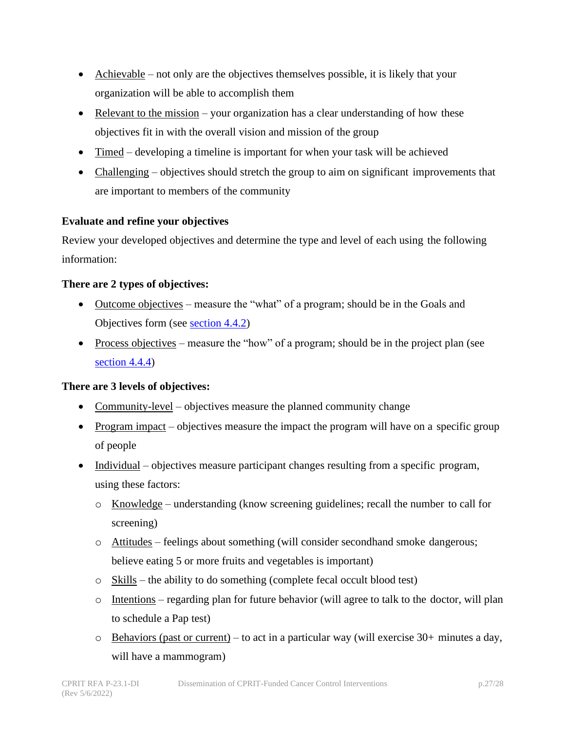- Achievable – not only are the objectives themselves possible, it is likely that your organization will be able to accomplish them
- Relevant to the mission – your organization has a clear understanding of how these objectives fit in with the overall vision and mission of the group
- Timed – developing a timeline is important for when your task will be achieved
- Challenging – objectives should stretch the group to aim on significant improvements that are important to members of the community

**Evaluate and refine your objectives**

Review your developed objectives and determine the type and level of each using the following information:

**There are 2 types of objectives:**

- Outcome objectives – measure the "what" of a program; should be in the Goals and Objectives form (see section 4.4.2)
- Process objectives – measure the "how" of a program; should be in the project plan (see section 4.4.4)

**There are 3 levels of objectives:**

- Community-level – objectives measure the planned community change
- Program impact – objectives measure the impact the program will have on a specific group of people
- Individual – objectives measure participant changes resulting from a specific program, using these factors:
  - Knowledge – understanding (know screening guidelines; recall the number to call for screening)
  - Attitudes – feelings about something (will consider secondhand smoke dangerous; believe eating 5 or more fruits and vegetables is important)
  - Skills – the ability to do something (complete fecal occult blood test)
  - Intentions – regarding plan for future behavior (will agree to talk to the doctor, will plan to schedule a Pap test)
  - Behaviors (past or current) – to act in a particular way (will exercise 30+ minutes a day, will have a mammogram)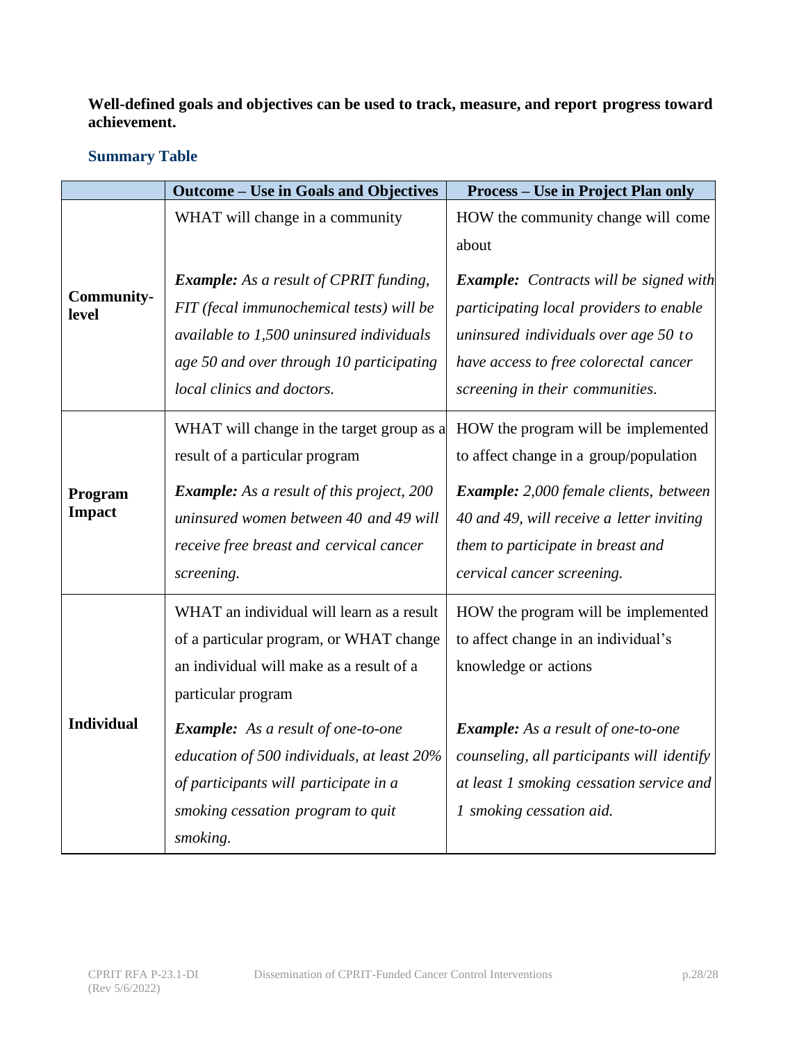**Well-defined goals and objectives can be used to track, measure, and report progress toward achievement.**

### Summary Table

| | Outcome – Use in Goals and Objectives | Process – Use in Project Plan only |
|---|---|---|
| **Community-level** | WHAT will change in a community<br><br>***Example:*** *As a result of CPRIT funding, FIT (fecal immunochemical tests) will be available to 1,500 uninsured individuals age 50 and over through 10 participating local clinics and doctors.* | HOW the community change will come about<br><br>***Example:*** *Contracts will be signed with participating local providers to enable uninsured individuals over age 50 to have access to free colorectal cancer screening in their communities.* |
| **Program Impact** | WHAT will change in the target group as a result of a particular program<br><br>***Example:*** *As a result of this project, 200 uninsured women between 40 and 49 will receive free breast and cervical cancer screening.* | HOW the program will be implemented to affect change in a group/population<br><br>***Example:*** *2,000 female clients, between 40 and 49, will receive a letter inviting them to participate in breast and cervical cancer screening.* |
| **Individual** | WHAT an individual will learn as a result of a particular program, or WHAT change an individual will make as a result of a particular program<br><br>***Example:*** *As a result of one-to-one education of 500 individuals, at least 20% of participants will participate in a smoking cessation program to quit smoking.* | HOW the program will be implemented to affect change in an individual's knowledge or actions<br><br>***Example:*** *As a result of one-to-one counseling, all participants will identify at least 1 smoking cessation service and 1 smoking cessation aid.* |